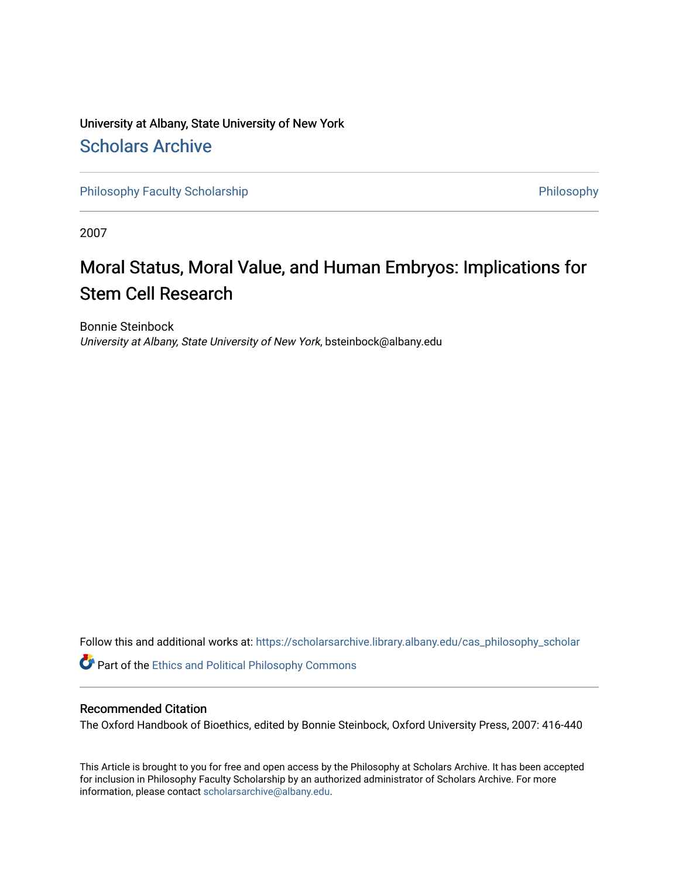University at Albany, State University of New York

## Scholars Archive

Philosophy Faculty Scholarship | Philosophy

2007

# Moral Status, Moral Value, and Human Embryos: Implications for Stem Cell Research

Bonnie Steinbock
*University at Albany, State University of New York*, bsteinbock@albany.edu

Follow this and additional works at: https://scholarsarchive.library.albany.edu/cas_philosophy_scholar

Part of the Ethics and Political Philosophy Commons

### Recommended Citation

The Oxford Handbook of Bioethics, edited by Bonnie Steinbock, Oxford University Press, 2007: 416-440

This Article is brought to you for free and open access by the Philosophy at Scholars Archive. It has been accepted for inclusion in Philosophy Faculty Scholarship by an authorized administrator of Scholars Archive. For more information, please contact scholarsarchive@albany.edu.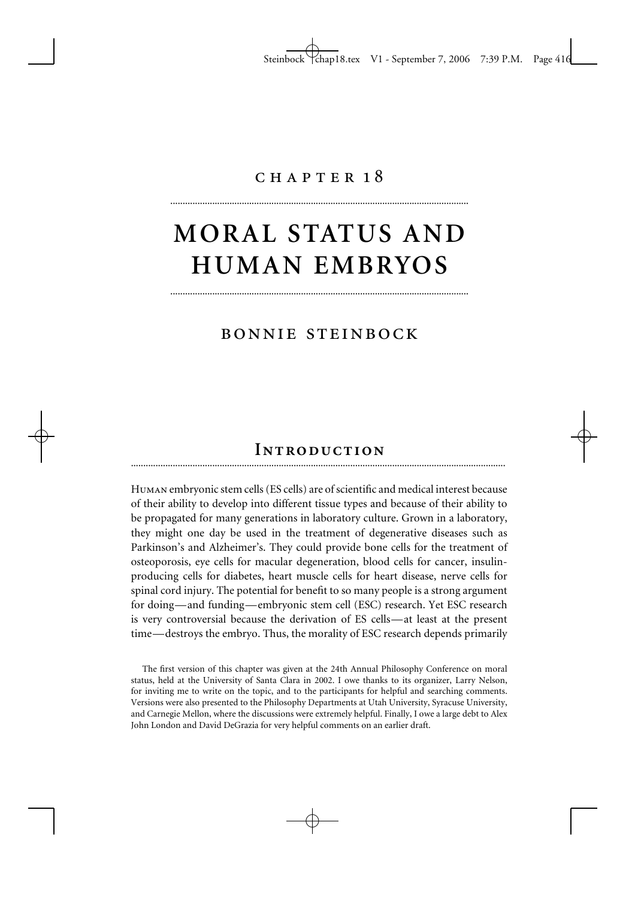# CHAPTER 18

# MORAL STATUS AND HUMAN EMBRYOS

## BONNIE STEINBOCK

## INTRODUCTION

HUMAN embryonic stem cells (ES cells) are of scientific and medical interest because of their ability to develop into different tissue types and because of their ability to be propagated for many generations in laboratory culture. Grown in a laboratory, they might one day be used in the treatment of degenerative diseases such as Parkinson's and Alzheimer's. They could provide bone cells for the treatment of osteoporosis, eye cells for macular degeneration, blood cells for cancer, insulin-producing cells for diabetes, heart muscle cells for heart disease, nerve cells for spinal cord injury. The potential for benefit to so many people is a strong argument for doing—and funding—embryonic stem cell (ESC) research. Yet ESC research is very controversial because the derivation of ES cells—at least at the present time—destroys the embryo. Thus, the morality of ESC research depends primarily

The first version of this chapter was given at the 24th Annual Philosophy Conference on moral status, held at the University of Santa Clara in 2002. I owe thanks to its organizer, Larry Nelson, for inviting me to write on the topic, and to the participants for helpful and searching comments. Versions were also presented to the Philosophy Departments at Utah University, Syracuse University, and Carnegie Mellon, where the discussions were extremely helpful. Finally, I owe a large debt to Alex John London and David DeGrazia for very helpful comments on an earlier draft.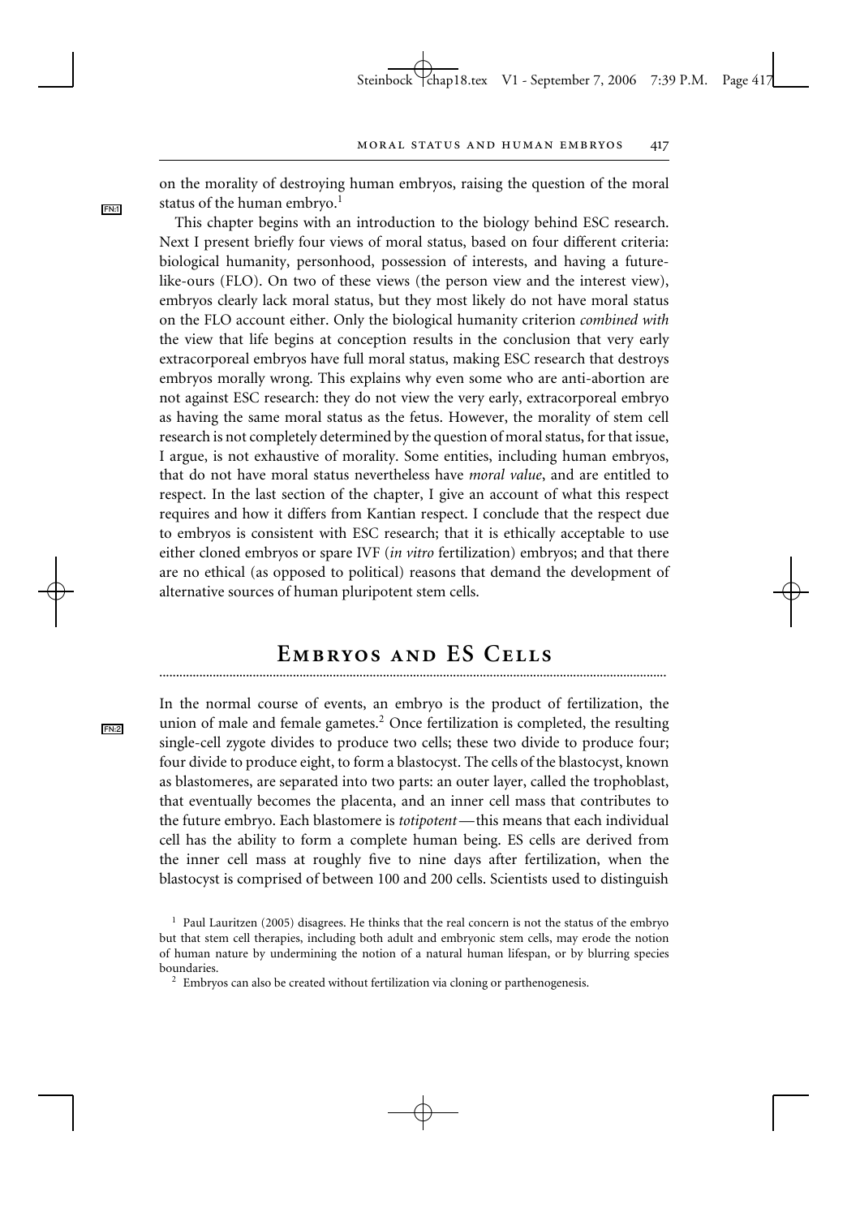on the morality of destroying human embryos, raising the question of the moral status of the human embryo.[1]

This chapter begins with an introduction to the biology behind ESC research. Next I present briefly four views of moral status, based on four different criteria: biological humanity, personhood, possession of interests, and having a future-like-ours (FLO). On two of these views (the person view and the interest view), embryos clearly lack moral status, but they most likely do not have moral status on the FLO account either. Only the biological humanity criterion *combined with* the view that life begins at conception results in the conclusion that very early extracorporeal embryos have full moral status, making ESC research that destroys embryos morally wrong. This explains why even some who are anti-abortion are not against ESC research: they do not view the very early, extracorporeal embryo as having the same moral status as the fetus. However, the morality of stem cell research is not completely determined by the question of moral status, for that issue, I argue, is not exhaustive of morality. Some entities, including human embryos, that do not have moral status nevertheless have *moral value*, and are entitled to respect. In the last section of the chapter, I give an account of what this respect requires and how it differs from Kantian respect. I conclude that the respect due to embryos is consistent with ESC research; that it is ethically acceptable to use either cloned embryos or spare IVF (*in vitro* fertilization) embryos; and that there are no ethical (as opposed to political) reasons that demand the development of alternative sources of human pluripotent stem cells.

## Embryos and ES Cells

In the normal course of events, an embryo is the product of fertilization, the union of male and female gametes.[2] Once fertilization is completed, the resulting single-cell zygote divides to produce two cells; these two divide to produce four; four divide to produce eight, to form a blastocyst. The cells of the blastocyst, known as blastomeres, are separated into two parts: an outer layer, called the trophoblast, that eventually becomes the placenta, and an inner cell mass that contributes to the future embryo. Each blastomere is *totipotent*—this means that each individual cell has the ability to form a complete human being. ES cells are derived from the inner cell mass at roughly five to nine days after fertilization, when the blastocyst is comprised of between 100 and 200 cells. Scientists used to distinguish

[1] Paul Lauritzen (2005) disagrees. He thinks that the real concern is not the status of the embryo but that stem cell therapies, including both adult and embryonic stem cells, may erode the notion of human nature by undermining the notion of a natural human lifespan, or by blurring species boundaries.

[2] Embryos can also be created without fertilization via cloning or parthenogenesis.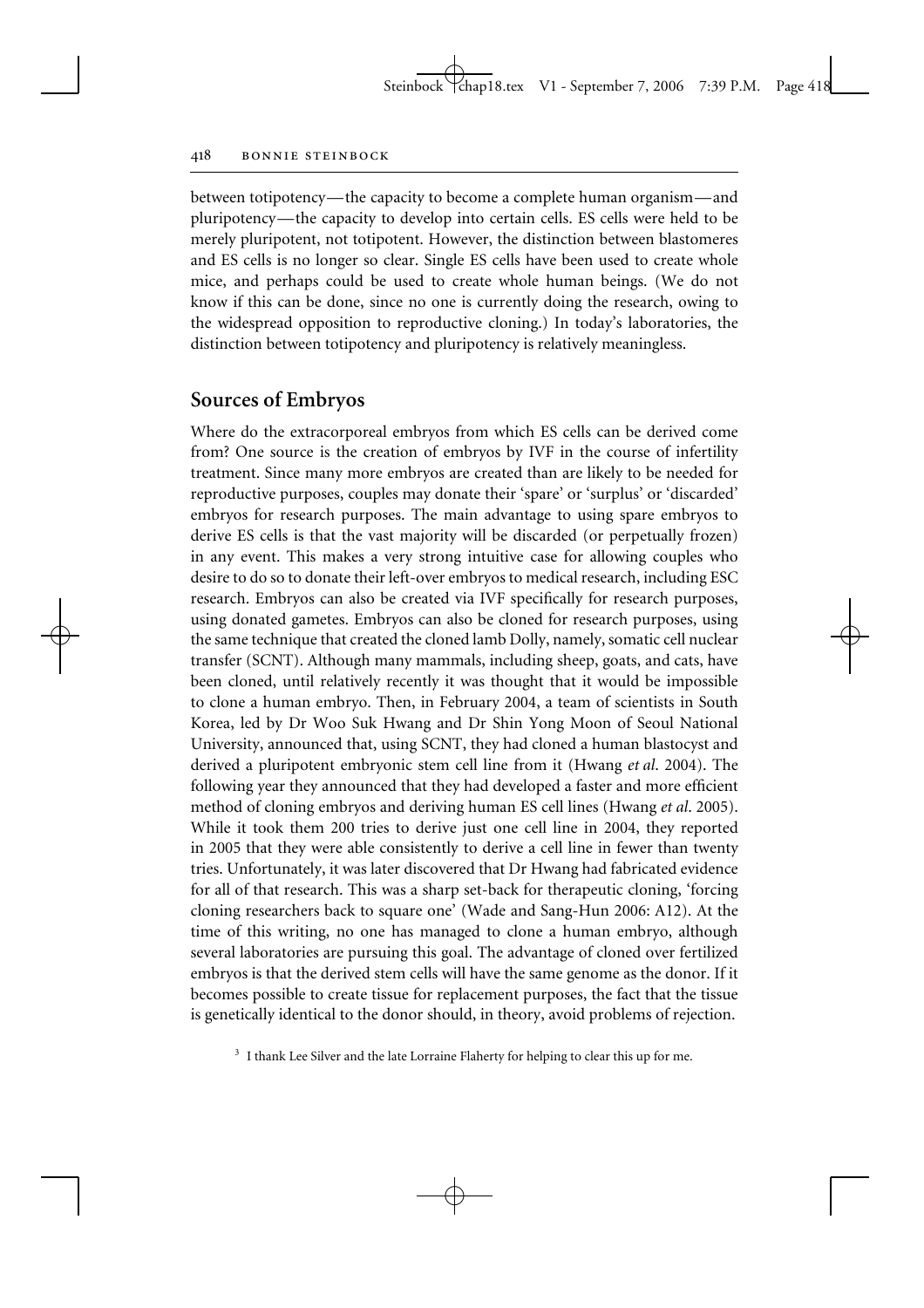between totipotency—the capacity to become a complete human organism—and pluripotency—the capacity to develop into certain cells. ES cells were held to be merely pluripotent, not totipotent. However, the distinction between blastomeres and ES cells is no longer so clear. Single ES cells have been used to create whole mice, and perhaps could be used to create whole human beings. (We do not know if this can be done, since no one is currently doing the research, owing to the widespread opposition to reproductive cloning.) In today's laboratories, the distinction between totipotency and pluripotency is relatively meaningless.

## Sources of Embryos

Where do the extracorporeal embryos from which ES cells can be derived come from? One source is the creation of embryos by IVF in the course of infertility treatment. Since many more embryos are created than are likely to be needed for reproductive purposes, couples may donate their 'spare' or 'surplus' or 'discarded' embryos for research purposes. The main advantage to using spare embryos to derive ES cells is that the vast majority will be discarded (or perpetually frozen) in any event. This makes a very strong intuitive case for allowing couples who desire to do so to donate their left-over embryos to medical research, including ESC research. Embryos can also be created via IVF specifically for research purposes, using donated gametes. Embryos can also be cloned for research purposes, using the same technique that created the cloned lamb Dolly, namely, somatic cell nuclear transfer (SCNT). Although many mammals, including sheep, goats, and cats, have been cloned, until relatively recently it was thought that it would be impossible to clone a human embryo. Then, in February 2004, a team of scientists in South Korea, led by Dr Woo Suk Hwang and Dr Shin Yong Moon of Seoul National University, announced that, using SCNT, they had cloned a human blastocyst and derived a pluripotent embryonic stem cell line from it (Hwang *et al*. 2004). The following year they announced that they had developed a faster and more efficient method of cloning embryos and deriving human ES cell lines (Hwang *et al*. 2005). While it took them 200 tries to derive just one cell line in 2004, they reported in 2005 that they were able consistently to derive a cell line in fewer than twenty tries. Unfortunately, it was later discovered that Dr Hwang had fabricated evidence for all of that research. This was a sharp set-back for therapeutic cloning, 'forcing cloning researchers back to square one' (Wade and Sang-Hun 2006: A12). At the time of this writing, no one has managed to clone a human embryo, although several laboratories are pursuing this goal. The advantage of cloned over fertilized embryos is that the derived stem cells will have the same genome as the donor. If it becomes possible to create tissue for replacement purposes, the fact that the tissue is genetically identical to the donor should, in theory, avoid problems of rejection.

[3] I thank Lee Silver and the late Lorraine Flaherty for helping to clear this up for me.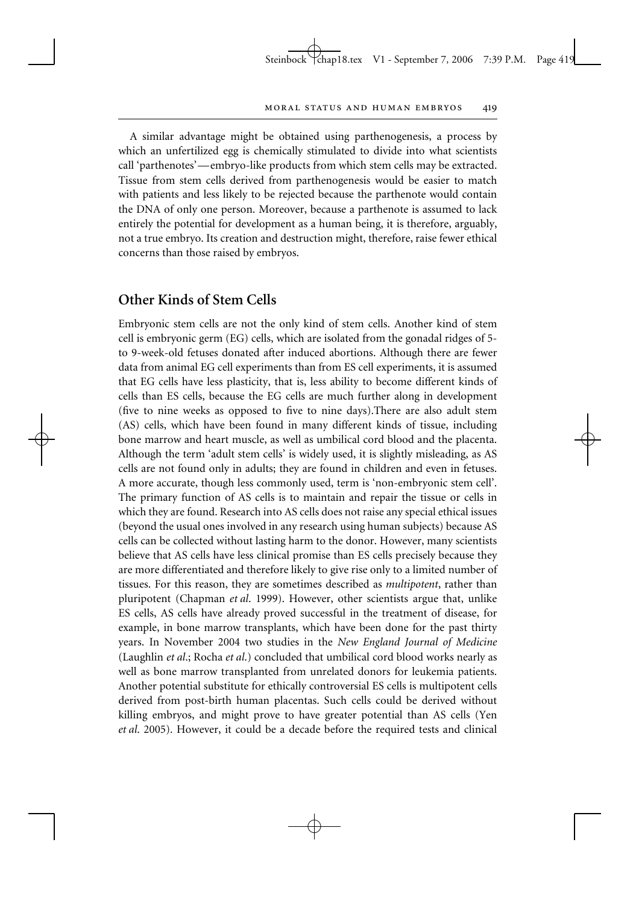A similar advantage might be obtained using parthenogenesis, a process by which an unfertilized egg is chemically stimulated to divide into what scientists call 'parthenotes'—embryo-like products from which stem cells may be extracted. Tissue from stem cells derived from parthenogenesis would be easier to match with patients and less likely to be rejected because the parthenote would contain the DNA of only one person. Moreover, because a parthenote is assumed to lack entirely the potential for development as a human being, it is therefore, arguably, not a true embryo. Its creation and destruction might, therefore, raise fewer ethical concerns than those raised by embryos.

## Other Kinds of Stem Cells

Embryonic stem cells are not the only kind of stem cells. Another kind of stem cell is embryonic germ (EG) cells, which are isolated from the gonadal ridges of 5- to 9-week-old fetuses donated after induced abortions. Although there are fewer data from animal EG cell experiments than from ES cell experiments, it is assumed that EG cells have less plasticity, that is, less ability to become different kinds of cells than ES cells, because the EG cells are much further along in development (five to nine weeks as opposed to five to nine days).There are also adult stem (AS) cells, which have been found in many different kinds of tissue, including bone marrow and heart muscle, as well as umbilical cord blood and the placenta. Although the term 'adult stem cells' is widely used, it is slightly misleading, as AS cells are not found only in adults; they are found in children and even in fetuses. A more accurate, though less commonly used, term is 'non-embryonic stem cell'. The primary function of AS cells is to maintain and repair the tissue or cells in which they are found. Research into AS cells does not raise any special ethical issues (beyond the usual ones involved in any research using human subjects) because AS cells can be collected without lasting harm to the donor. However, many scientists believe that AS cells have less clinical promise than ES cells precisely because they are more differentiated and therefore likely to give rise only to a limited number of tissues. For this reason, they are sometimes described as *multipotent*, rather than pluripotent (Chapman *et al.* 1999). However, other scientists argue that, unlike ES cells, AS cells have already proved successful in the treatment of disease, for example, in bone marrow transplants, which have been done for the past thirty years. In November 2004 two studies in the *New England Journal of Medicine* (Laughlin *et al.*; Rocha *et al.*) concluded that umbilical cord blood works nearly as well as bone marrow transplanted from unrelated donors for leukemia patients. Another potential substitute for ethically controversial ES cells is multipotent cells derived from post-birth human placentas. Such cells could be derived without killing embryos, and might prove to have greater potential than AS cells (Yen *et al.* 2005). However, it could be a decade before the required tests and clinical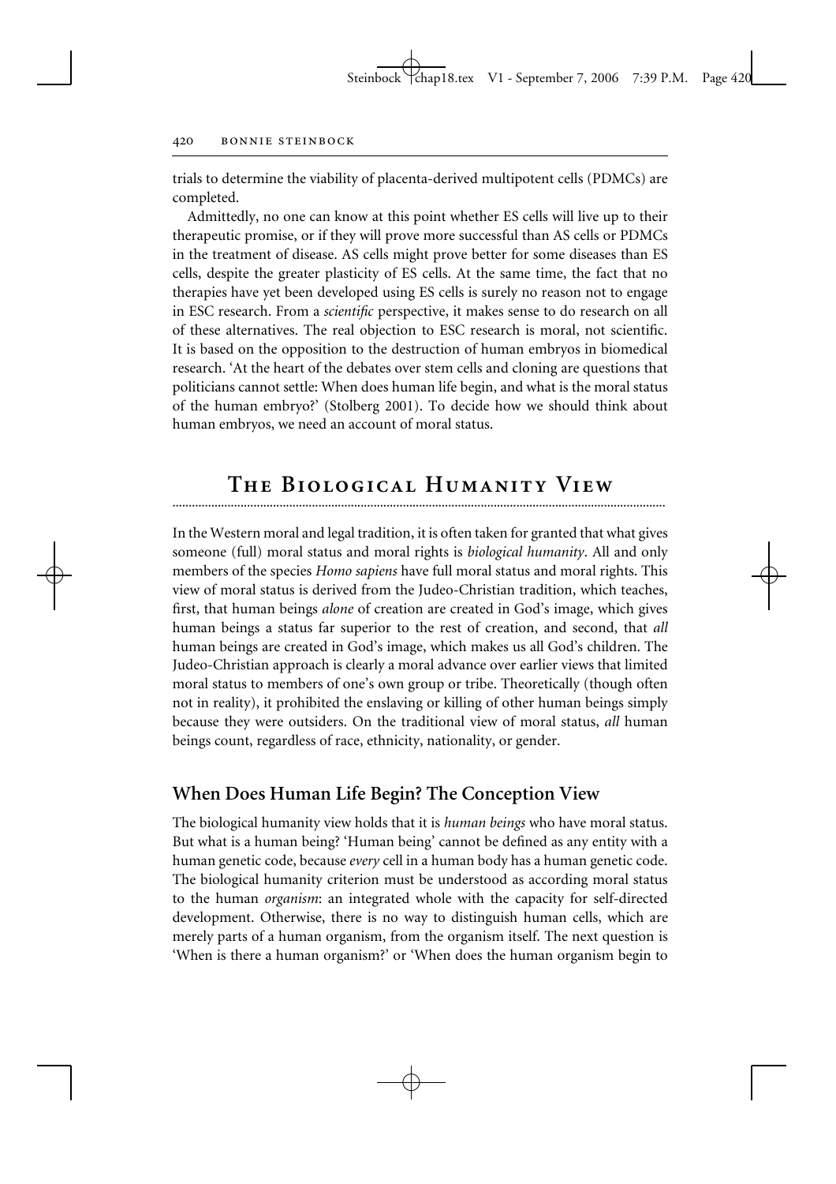trials to determine the viability of placenta-derived multipotent cells (PDMCs) are completed.

Admittedly, no one can know at this point whether ES cells will live up to their therapeutic promise, or if they will prove more successful than AS cells or PDMCs in the treatment of disease. AS cells might prove better for some diseases than ES cells, despite the greater plasticity of ES cells. At the same time, the fact that no therapies have yet been developed using ES cells is surely no reason not to engage in ESC research. From a *scientific* perspective, it makes sense to do research on all of these alternatives. The real objection to ESC research is moral, not scientific. It is based on the opposition to the destruction of human embryos in biomedical research. 'At the heart of the debates over stem cells and cloning are questions that politicians cannot settle: When does human life begin, and what is the moral status of the human embryo?' (Stolberg 2001). To decide how we should think about human embryos, we need an account of moral status.

## The Biological Humanity View

In the Western moral and legal tradition, it is often taken for granted that what gives someone (full) moral status and moral rights is *biological humanity*. All and only members of the species *Homo sapiens* have full moral status and moral rights. This view of moral status is derived from the Judeo-Christian tradition, which teaches, first, that human beings *alone* of creation are created in God's image, which gives human beings a status far superior to the rest of creation, and second, that *all* human beings are created in God's image, which makes us all God's children. The Judeo-Christian approach is clearly a moral advance over earlier views that limited moral status to members of one's own group or tribe. Theoretically (though often not in reality), it prohibited the enslaving or killing of other human beings simply because they were outsiders. On the traditional view of moral status, *all* human beings count, regardless of race, ethnicity, nationality, or gender.

### When Does Human Life Begin? The Conception View

The biological humanity view holds that it is *human beings* who have moral status. But what is a human being? 'Human being' cannot be defined as any entity with a human genetic code, because *every* cell in a human body has a human genetic code. The biological humanity criterion must be understood as according moral status to the human *organism*: an integrated whole with the capacity for self-directed development. Otherwise, there is no way to distinguish human cells, which are merely parts of a human organism, from the organism itself. The next question is 'When is there a human organism?' or 'When does the human organism begin to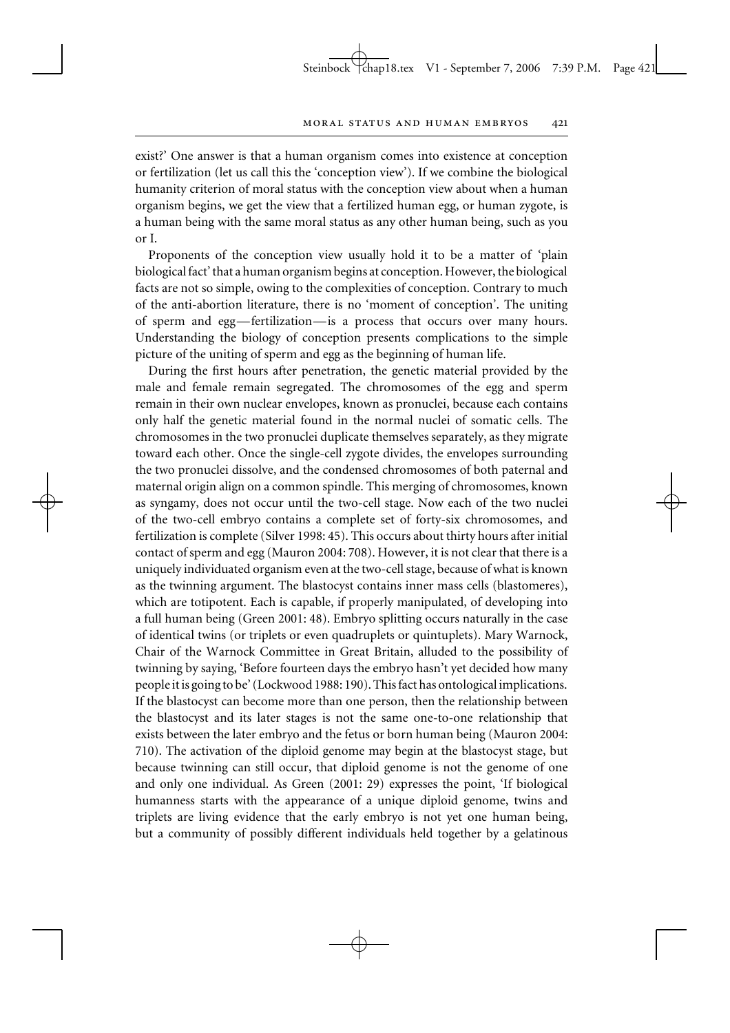exist?' One answer is that a human organism comes into existence at conception or fertilization (let us call this the 'conception view'). If we combine the biological humanity criterion of moral status with the conception view about when a human organism begins, we get the view that a fertilized human egg, or human zygote, is a human being with the same moral status as any other human being, such as you or I.

Proponents of the conception view usually hold it to be a matter of 'plain biological fact' that a human organism begins at conception. However, the biological facts are not so simple, owing to the complexities of conception. Contrary to much of the anti-abortion literature, there is no 'moment of conception'. The uniting of sperm and egg—fertilization—is a process that occurs over many hours. Understanding the biology of conception presents complications to the simple picture of the uniting of sperm and egg as the beginning of human life.

During the first hours after penetration, the genetic material provided by the male and female remain segregated. The chromosomes of the egg and sperm remain in their own nuclear envelopes, known as pronuclei, because each contains only half the genetic material found in the normal nuclei of somatic cells. The chromosomes in the two pronuclei duplicate themselves separately, as they migrate toward each other. Once the single-cell zygote divides, the envelopes surrounding the two pronuclei dissolve, and the condensed chromosomes of both paternal and maternal origin align on a common spindle. This merging of chromosomes, known as syngamy, does not occur until the two-cell stage. Now each of the two nuclei of the two-cell embryo contains a complete set of forty-six chromosomes, and fertilization is complete (Silver 1998: 45). This occurs about thirty hours after initial contact of sperm and egg (Mauron 2004: 708). However, it is not clear that there is a uniquely individuated organism even at the two-cell stage, because of what is known as the twinning argument. The blastocyst contains inner mass cells (blastomeres), which are totipotent. Each is capable, if properly manipulated, of developing into a full human being (Green 2001: 48). Embryo splitting occurs naturally in the case of identical twins (or triplets or even quadruplets or quintuplets). Mary Warnock, Chair of the Warnock Committee in Great Britain, alluded to the possibility of twinning by saying, 'Before fourteen days the embryo hasn't yet decided how many people it is going to be' (Lockwood 1988: 190). This fact has ontological implications. If the blastocyst can become more than one person, then the relationship between the blastocyst and its later stages is not the same one-to-one relationship that exists between the later embryo and the fetus or born human being (Mauron 2004: 710). The activation of the diploid genome may begin at the blastocyst stage, but because twinning can still occur, that diploid genome is not the genome of one and only one individual. As Green (2001: 29) expresses the point, 'If biological humanness starts with the appearance of a unique diploid genome, twins and triplets are living evidence that the early embryo is not yet one human being, but a community of possibly different individuals held together by a gelatinous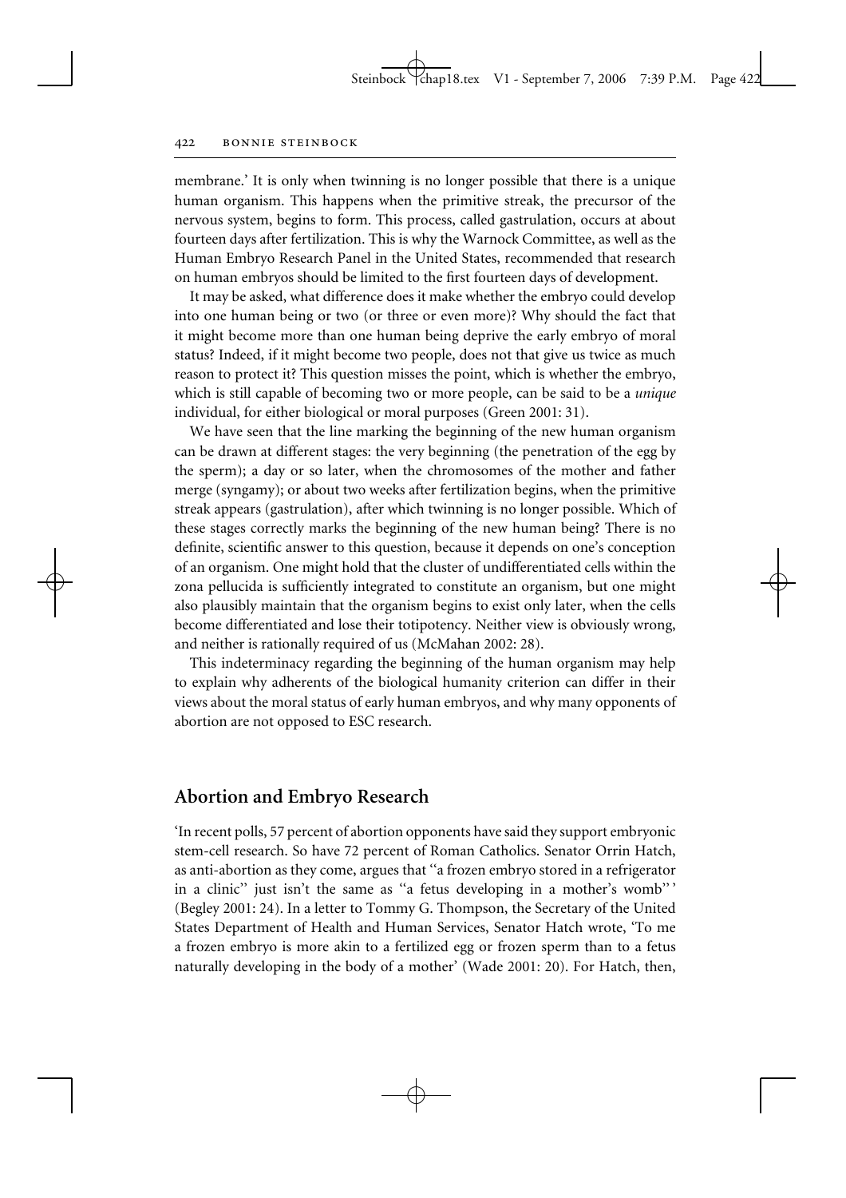membrane.' It is only when twinning is no longer possible that there is a unique human organism. This happens when the primitive streak, the precursor of the nervous system, begins to form. This process, called gastrulation, occurs at about fourteen days after fertilization. This is why the Warnock Committee, as well as the Human Embryo Research Panel in the United States, recommended that research on human embryos should be limited to the first fourteen days of development.

It may be asked, what difference does it make whether the embryo could develop into one human being or two (or three or even more)? Why should the fact that it might become more than one human being deprive the early embryo of moral status? Indeed, if it might become two people, does not that give us twice as much reason to protect it? This question misses the point, which is whether the embryo, which is still capable of becoming two or more people, can be said to be a *unique* individual, for either biological or moral purposes (Green 2001: 31).

We have seen that the line marking the beginning of the new human organism can be drawn at different stages: the very beginning (the penetration of the egg by the sperm); a day or so later, when the chromosomes of the mother and father merge (syngamy); or about two weeks after fertilization begins, when the primitive streak appears (gastrulation), after which twinning is no longer possible. Which of these stages correctly marks the beginning of the new human being? There is no definite, scientific answer to this question, because it depends on one's conception of an organism. One might hold that the cluster of undifferentiated cells within the zona pellucida is sufficiently integrated to constitute an organism, but one might also plausibly maintain that the organism begins to exist only later, when the cells become differentiated and lose their totipotency. Neither view is obviously wrong, and neither is rationally required of us (McMahan 2002: 28).

This indeterminacy regarding the beginning of the human organism may help to explain why adherents of the biological humanity criterion can differ in their views about the moral status of early human embryos, and why many opponents of abortion are not opposed to ESC research.

## Abortion and Embryo Research

'In recent polls, 57 percent of abortion opponents have said they support embryonic stem-cell research. So have 72 percent of Roman Catholics. Senator Orrin Hatch, as anti-abortion as they come, argues that "a frozen embryo stored in a refrigerator in a clinic" just isn't the same as "a fetus developing in a mother's womb"' (Begley 2001: 24). In a letter to Tommy G. Thompson, the Secretary of the United States Department of Health and Human Services, Senator Hatch wrote, 'To me a frozen embryo is more akin to a fertilized egg or frozen sperm than to a fetus naturally developing in the body of a mother' (Wade 2001: 20). For Hatch, then,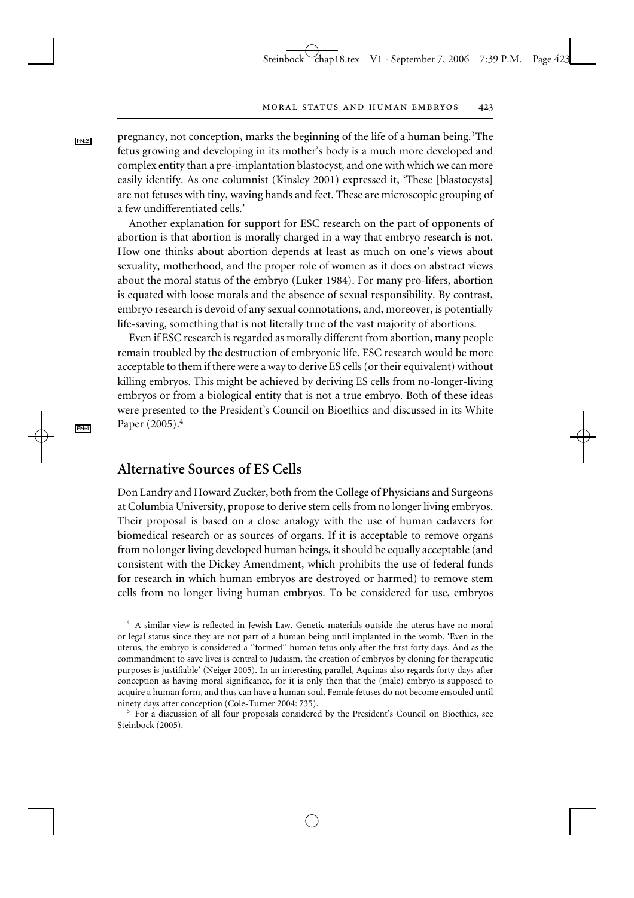pregnancy, not conception, marks the beginning of the life of a human being.[3] The fetus growing and developing in its mother's body is a much more developed and complex entity than a pre-implantation blastocyst, and one with which we can more easily identify. As one columnist (Kinsley 2001) expressed it, 'These [blastocysts] are not fetuses with tiny, waving hands and feet. These are microscopic grouping of a few undifferentiated cells.'

Another explanation for support for ESC research on the part of opponents of abortion is that abortion is morally charged in a way that embryo research is not. How one thinks about abortion depends at least as much on one's views about sexuality, motherhood, and the proper role of women as it does on abstract views about the moral status of the embryo (Luker 1984). For many pro-lifers, abortion is equated with loose morals and the absence of sexual responsibility. By contrast, embryo research is devoid of any sexual connotations, and, moreover, is potentially life-saving, something that is not literally true of the vast majority of abortions.

Even if ESC research is regarded as morally different from abortion, many people remain troubled by the destruction of embryonic life. ESC research would be more acceptable to them if there were a way to derive ES cells (or their equivalent) without killing embryos. This might be achieved by deriving ES cells from no-longer-living embryos or from a biological entity that is not a true embryo. Both of these ideas were presented to the President's Council on Bioethics and discussed in its White Paper (2005).[4]

## Alternative Sources of ES Cells

Don Landry and Howard Zucker, both from the College of Physicians and Surgeons at Columbia University, propose to derive stem cells from no longer living embryos. Their proposal is based on a close analogy with the use of human cadavers for biomedical research or as sources of organs. If it is acceptable to remove organs from no longer living developed human beings, it should be equally acceptable (and consistent with the Dickey Amendment, which prohibits the use of federal funds for research in which human embryos are destroyed or harmed) to remove stem cells from no longer living human embryos. To be considered for use, embryos

[4] A similar view is reflected in Jewish Law. Genetic materials outside the uterus have no moral or legal status since they are not part of a human being until implanted in the womb. 'Even in the uterus, the embryo is considered a "formed" human fetus only after the first forty days. And as the commandment to save lives is central to Judaism, the creation of embryos by cloning for therapeutic purposes is justifiable' (Neiger 2005). In an interesting parallel, Aquinas also regards forty days after conception as having moral significance, for it is only then that the (male) embryo is supposed to acquire a human form, and thus can have a human soul. Female fetuses do not become ensouled until ninety days after conception (Cole-Turner 2004: 735).

[5] For a discussion of all four proposals considered by the President's Council on Bioethics, see Steinbock (2005).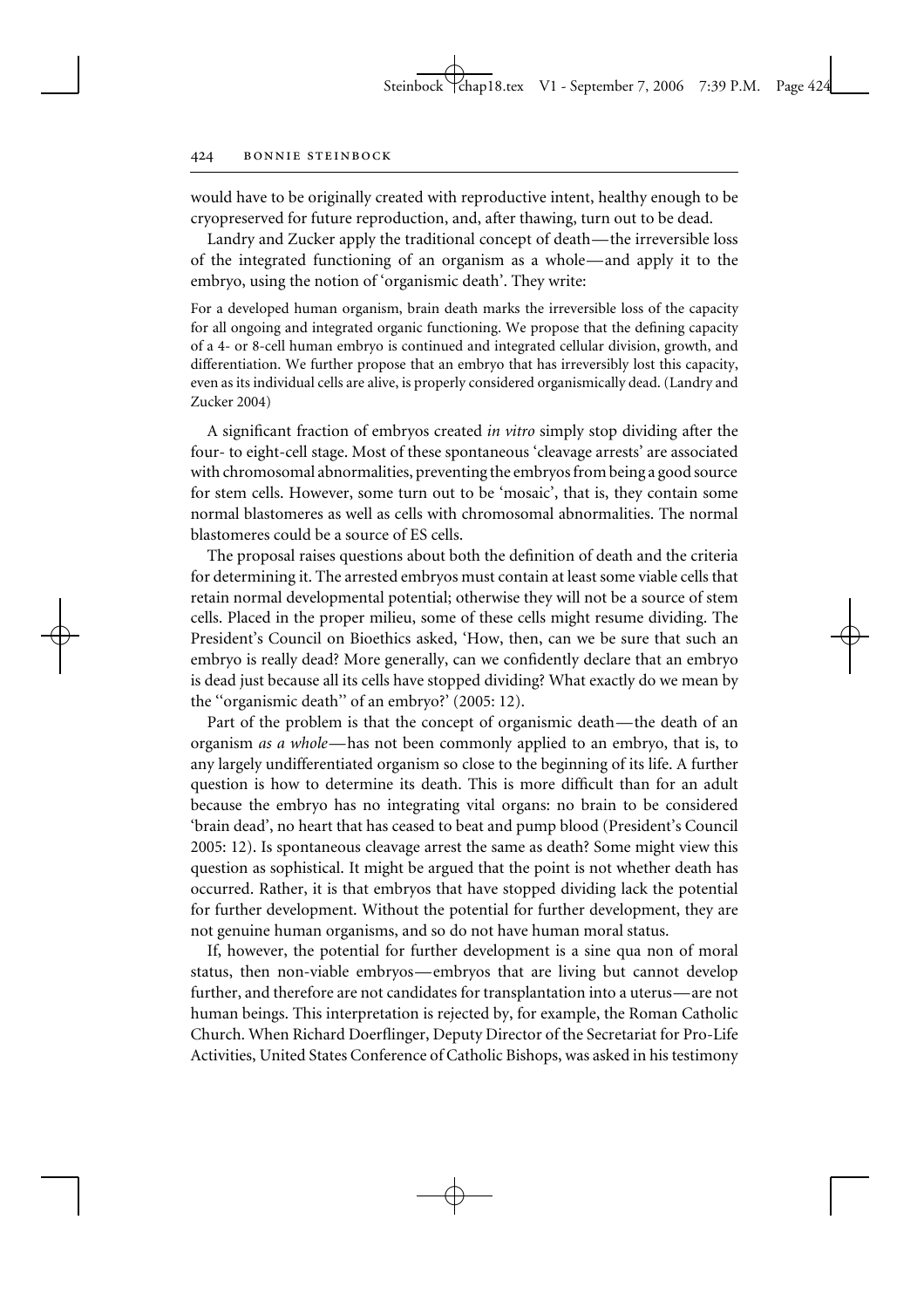would have to be originally created with reproductive intent, healthy enough to be cryopreserved for future reproduction, and, after thawing, turn out to be dead.

Landry and Zucker apply the traditional concept of death—the irreversible loss of the integrated functioning of an organism as a whole—and apply it to the embryo, using the notion of 'organismic death'. They write:

> For a developed human organism, brain death marks the irreversible loss of the capacity for all ongoing and integrated organic functioning. We propose that the defining capacity of a 4- or 8-cell human embryo is continued and integrated cellular division, growth, and differentiation. We further propose that an embryo that has irreversibly lost this capacity, even as its individual cells are alive, is properly considered organismically dead. (Landry and Zucker 2004)

A significant fraction of embryos created *in vitro* simply stop dividing after the four- to eight-cell stage. Most of these spontaneous 'cleavage arrests' are associated with chromosomal abnormalities, preventing the embryos from being a good source for stem cells. However, some turn out to be 'mosaic', that is, they contain some normal blastomeres as well as cells with chromosomal abnormalities. The normal blastomeres could be a source of ES cells.

The proposal raises questions about both the definition of death and the criteria for determining it. The arrested embryos must contain at least some viable cells that retain normal developmental potential; otherwise they will not be a source of stem cells. Placed in the proper milieu, some of these cells might resume dividing. The President's Council on Bioethics asked, 'How, then, can we be sure that such an embryo is really dead? More generally, can we confidently declare that an embryo is dead just because all its cells have stopped dividing? What exactly do we mean by the "organismic death" of an embryo?' (2005: 12).

Part of the problem is that the concept of organismic death—the death of an organism *as a whole*—has not been commonly applied to an embryo, that is, to any largely undifferentiated organism so close to the beginning of its life. A further question is how to determine its death. This is more difficult than for an adult because the embryo has no integrating vital organs: no brain to be considered 'brain dead', no heart that has ceased to beat and pump blood (President's Council 2005: 12). Is spontaneous cleavage arrest the same as death? Some might view this question as sophistical. It might be argued that the point is not whether death has occurred. Rather, it is that embryos that have stopped dividing lack the potential for further development. Without the potential for further development, they are not genuine human organisms, and so do not have human moral status.

If, however, the potential for further development is a sine qua non of moral status, then non-viable embryos—embryos that are living but cannot develop further, and therefore are not candidates for transplantation into a uterus—are not human beings. This interpretation is rejected by, for example, the Roman Catholic Church. When Richard Doerflinger, Deputy Director of the Secretariat for Pro-Life Activities, United States Conference of Catholic Bishops, was asked in his testimony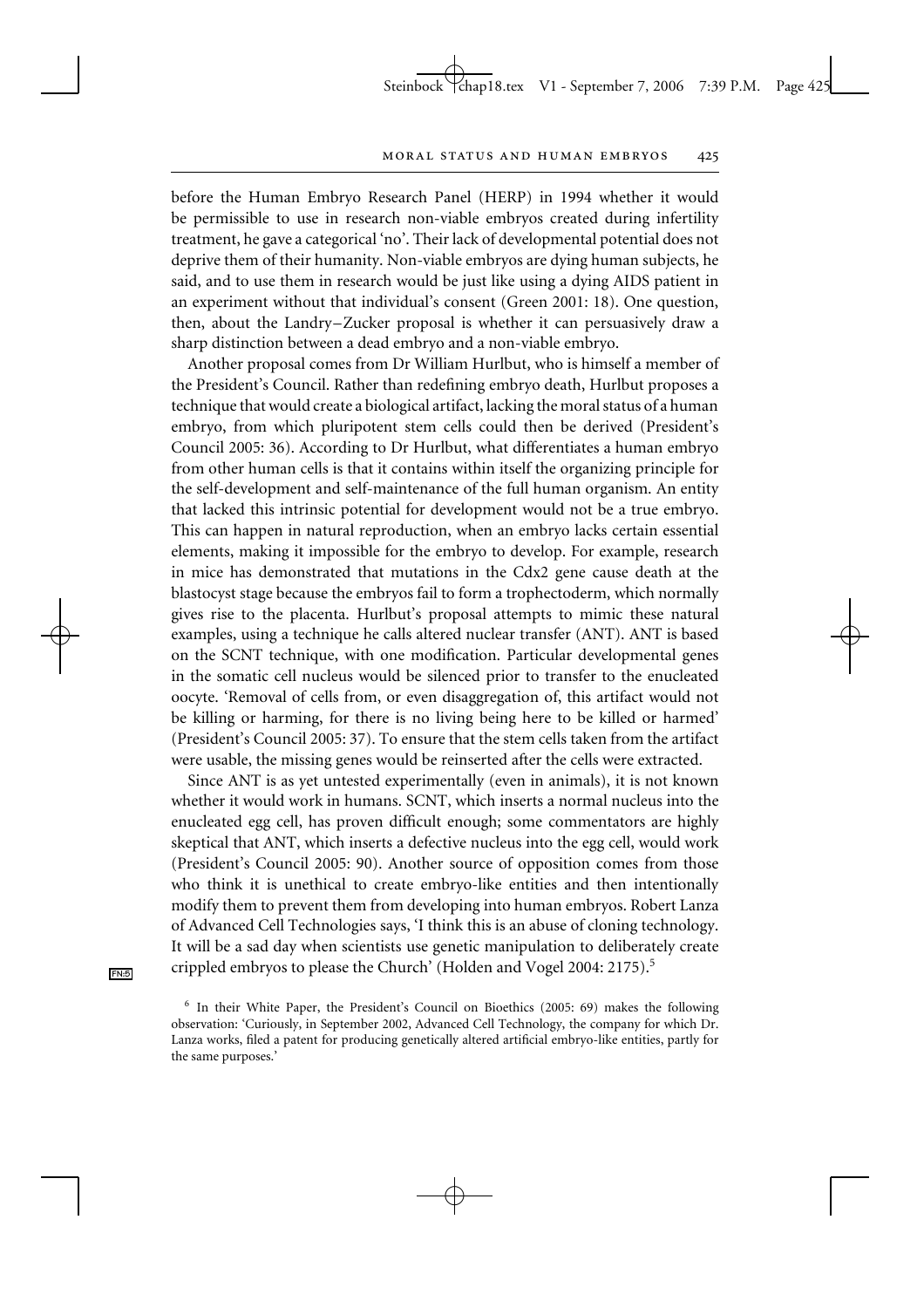before the Human Embryo Research Panel (HERP) in 1994 whether it would be permissible to use in research non-viable embryos created during infertility treatment, he gave a categorical 'no'. Their lack of developmental potential does not deprive them of their humanity. Non-viable embryos are dying human subjects, he said, and to use them in research would be just like using a dying AIDS patient in an experiment without that individual's consent (Green 2001: 18). One question, then, about the Landry–Zucker proposal is whether it can persuasively draw a sharp distinction between a dead embryo and a non-viable embryo.

Another proposal comes from Dr William Hurlbut, who is himself a member of the President's Council. Rather than redefining embryo death, Hurlbut proposes a technique that would create a biological artifact, lacking the moral status of a human embryo, from which pluripotent stem cells could then be derived (President's Council 2005: 36). According to Dr Hurlbut, what differentiates a human embryo from other human cells is that it contains within itself the organizing principle for the self-development and self-maintenance of the full human organism. An entity that lacked this intrinsic potential for development would not be a true embryo. This can happen in natural reproduction, when an embryo lacks certain essential elements, making it impossible for the embryo to develop. For example, research in mice has demonstrated that mutations in the Cdx2 gene cause death at the blastocyst stage because the embryos fail to form a trophectoderm, which normally gives rise to the placenta. Hurlbut's proposal attempts to mimic these natural examples, using a technique he calls altered nuclear transfer (ANT). ANT is based on the SCNT technique, with one modification. Particular developmental genes in the somatic cell nucleus would be silenced prior to transfer to the enucleated oocyte. 'Removal of cells from, or even disaggregation of, this artifact would not be killing or harming, for there is no living being here to be killed or harmed' (President's Council 2005: 37). To ensure that the stem cells taken from the artifact were usable, the missing genes would be reinserted after the cells were extracted.

Since ANT is as yet untested experimentally (even in animals), it is not known whether it would work in humans. SCNT, which inserts a normal nucleus into the enucleated egg cell, has proven difficult enough; some commentators are highly skeptical that ANT, which inserts a defective nucleus into the egg cell, would work (President's Council 2005: 90). Another source of opposition comes from those who think it is unethical to create embryo-like entities and then intentionally modify them to prevent them from developing into human embryos. Robert Lanza of Advanced Cell Technologies says, 'I think this is an abuse of cloning technology. It will be a sad day when scientists use genetic manipulation to deliberately create crippled embryos to please the Church' (Holden and Vogel 2004: 2175).[5]

[6] In their White Paper, the President's Council on Bioethics (2005: 69) makes the following observation: 'Curiously, in September 2002, Advanced Cell Technology, the company for which Dr. Lanza works, filed a patent for producing genetically altered artificial embryo-like entities, partly for the same purposes.'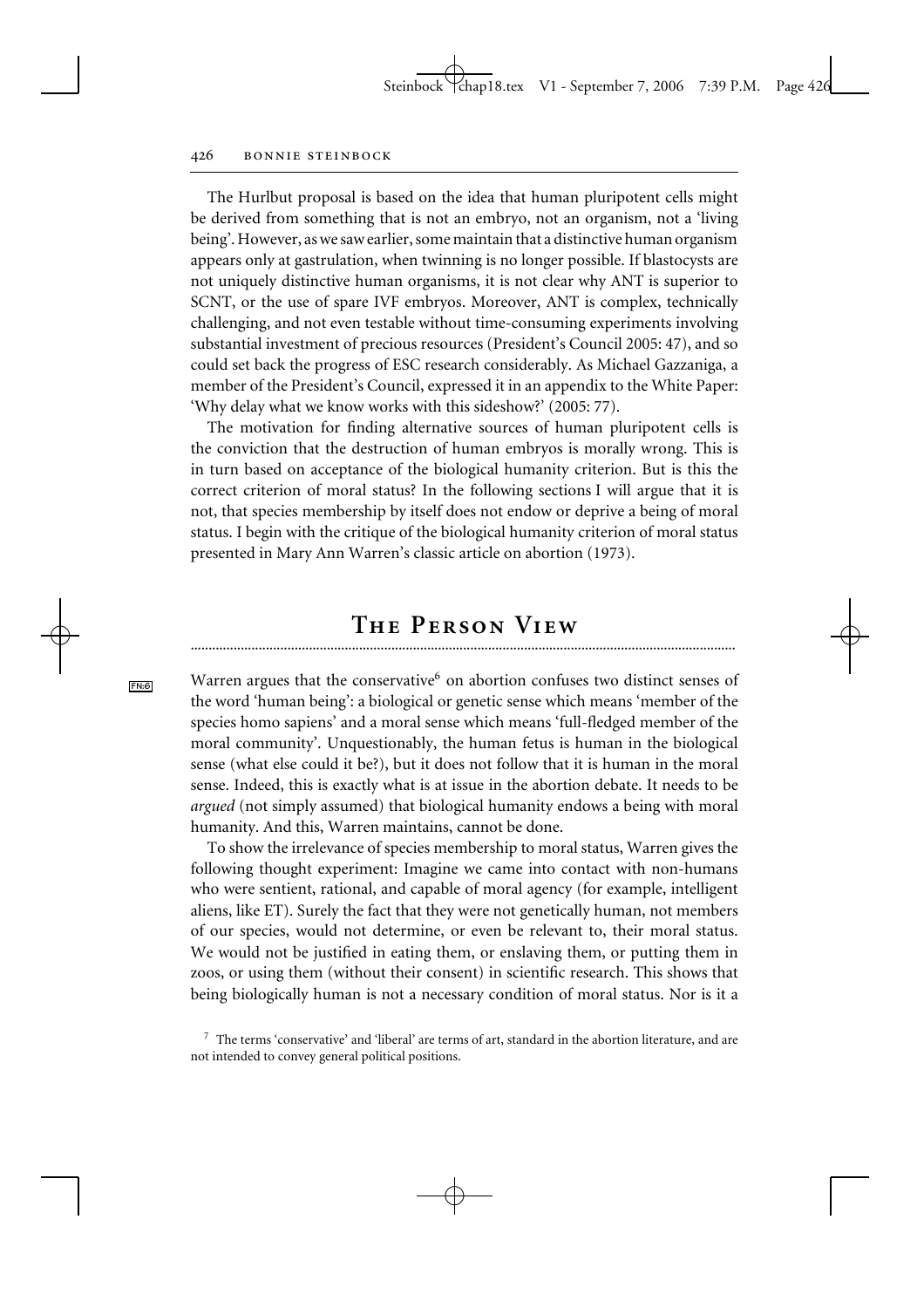The Hurlbut proposal is based on the idea that human pluripotent cells might be derived from something that is not an embryo, not an organism, not a 'living being'. However, as we saw earlier, some maintain that a distinctive human organism appears only at gastrulation, when twinning is no longer possible. If blastocysts are not uniquely distinctive human organisms, it is not clear why ANT is superior to SCNT, or the use of spare IVF embryos. Moreover, ANT is complex, technically challenging, and not even testable without time-consuming experiments involving substantial investment of precious resources (President's Council 2005: 47), and so could set back the progress of ESC research considerably. As Michael Gazzaniga, a member of the President's Council, expressed it in an appendix to the White Paper: 'Why delay what we know works with this sideshow?' (2005: 77).

The motivation for finding alternative sources of human pluripotent cells is the conviction that the destruction of human embryos is morally wrong. This is in turn based on acceptance of the biological humanity criterion. But is this the correct criterion of moral status? In the following sections I will argue that it is not, that species membership by itself does not endow or deprive a being of moral status. I begin with the critique of the biological humanity criterion of moral status presented in Mary Ann Warren's classic article on abortion (1973).

## The Person View

Warren argues that the conservative[6] on abortion confuses two distinct senses of the word 'human being': a biological or genetic sense which means 'member of the species homo sapiens' and a moral sense which means 'full-fledged member of the moral community'. Unquestionably, the human fetus is human in the biological sense (what else could it be?), but it does not follow that it is human in the moral sense. Indeed, this is exactly what is at issue in the abortion debate. It needs to be *argued* (not simply assumed) that biological humanity endows a being with moral humanity. And this, Warren maintains, cannot be done.

To show the irrelevance of species membership to moral status, Warren gives the following thought experiment: Imagine we came into contact with non-humans who were sentient, rational, and capable of moral agency (for example, intelligent aliens, like ET). Surely the fact that they were not genetically human, not members of our species, would not determine, or even be relevant to, their moral status. We would not be justified in eating them, or enslaving them, or putting them in zoos, or using them (without their consent) in scientific research. This shows that being biologically human is not a necessary condition of moral status. Nor is it a

[7] The terms 'conservative' and 'liberal' are terms of art, standard in the abortion literature, and are not intended to convey general political positions.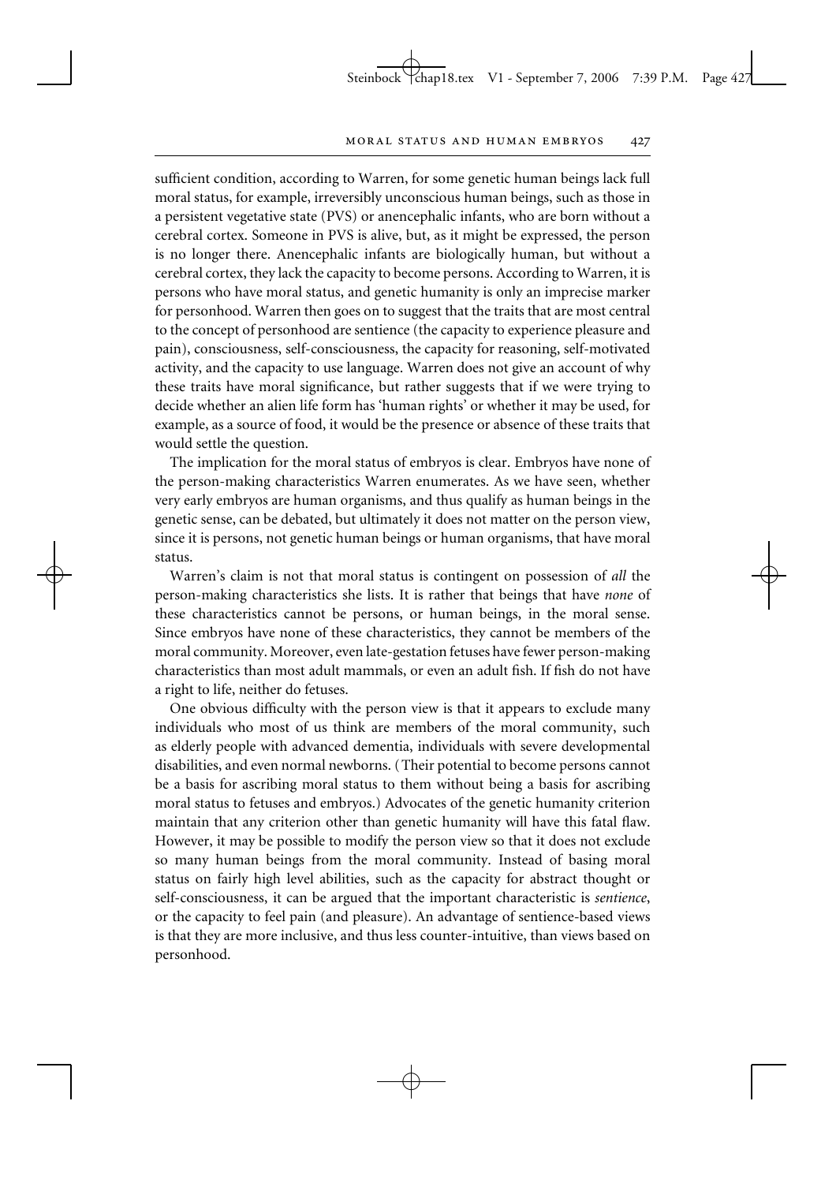sufficient condition, according to Warren, for some genetic human beings lack full moral status, for example, irreversibly unconscious human beings, such as those in a persistent vegetative state (PVS) or anencephalic infants, who are born without a cerebral cortex. Someone in PVS is alive, but, as it might be expressed, the person is no longer there. Anencephalic infants are biologically human, but without a cerebral cortex, they lack the capacity to become persons. According to Warren, it is persons who have moral status, and genetic humanity is only an imprecise marker for personhood. Warren then goes on to suggest that the traits that are most central to the concept of personhood are sentience (the capacity to experience pleasure and pain), consciousness, self-consciousness, the capacity for reasoning, self-motivated activity, and the capacity to use language. Warren does not give an account of why these traits have moral significance, but rather suggests that if we were trying to decide whether an alien life form has 'human rights' or whether it may be used, for example, as a source of food, it would be the presence or absence of these traits that would settle the question.

The implication for the moral status of embryos is clear. Embryos have none of the person-making characteristics Warren enumerates. As we have seen, whether very early embryos are human organisms, and thus qualify as human beings in the genetic sense, can be debated, but ultimately it does not matter on the person view, since it is persons, not genetic human beings or human organisms, that have moral status.

Warren's claim is not that moral status is contingent on possession of *all* the person-making characteristics she lists. It is rather that beings that have *none* of these characteristics cannot be persons, or human beings, in the moral sense. Since embryos have none of these characteristics, they cannot be members of the moral community. Moreover, even late-gestation fetuses have fewer person-making characteristics than most adult mammals, or even an adult fish. If fish do not have a right to life, neither do fetuses.

One obvious difficulty with the person view is that it appears to exclude many individuals who most of us think are members of the moral community, such as elderly people with advanced dementia, individuals with severe developmental disabilities, and even normal newborns. (Their potential to become persons cannot be a basis for ascribing moral status to them without being a basis for ascribing moral status to fetuses and embryos.) Advocates of the genetic humanity criterion maintain that any criterion other than genetic humanity will have this fatal flaw. However, it may be possible to modify the person view so that it does not exclude so many human beings from the moral community. Instead of basing moral status on fairly high level abilities, such as the capacity for abstract thought or self-consciousness, it can be argued that the important characteristic is *sentience*, or the capacity to feel pain (and pleasure). An advantage of sentience-based views is that they are more inclusive, and thus less counter-intuitive, than views based on personhood.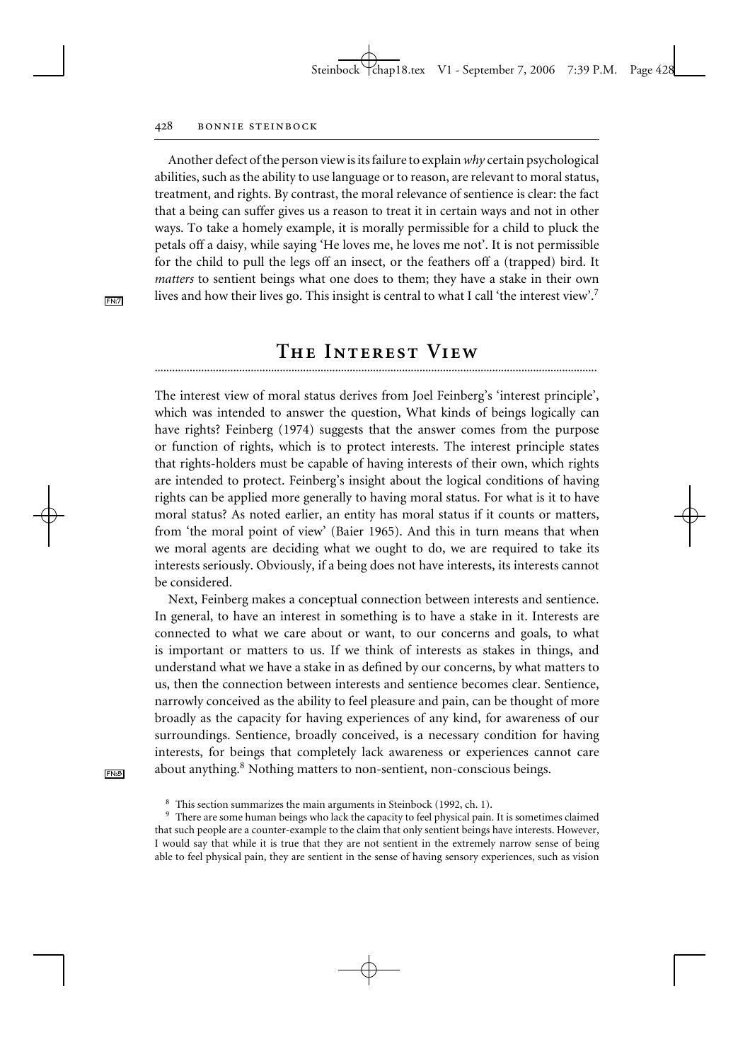Another defect of the person view is its failure to explain *why* certain psychological abilities, such as the ability to use language or to reason, are relevant to moral status, treatment, and rights. By contrast, the moral relevance of sentience is clear: the fact that a being can suffer gives us a reason to treat it in certain ways and not in other ways. To take a homely example, it is morally permissible for a child to pluck the petals off a daisy, while saying 'He loves me, he loves me not'. It is not permissible for the child to pull the legs off an insect, or the feathers off a (trapped) bird. It *matters* to sentient beings what one does to them; they have a stake in their own lives and how their lives go. This insight is central to what I call 'the interest view'.[7]

## The Interest View

The interest view of moral status derives from Joel Feinberg's 'interest principle', which was intended to answer the question, What kinds of beings logically can have rights? Feinberg (1974) suggests that the answer comes from the purpose or function of rights, which is to protect interests. The interest principle states that rights-holders must be capable of having interests of their own, which rights are intended to protect. Feinberg's insight about the logical conditions of having rights can be applied more generally to having moral status. For what is it to have moral status? As noted earlier, an entity has moral status if it counts or matters, from 'the moral point of view' (Baier 1965). And this in turn means that when we moral agents are deciding what we ought to do, we are required to take its interests seriously. Obviously, if a being does not have interests, its interests cannot be considered.

Next, Feinberg makes a conceptual connection between interests and sentience. In general, to have an interest in something is to have a stake in it. Interests are connected to what we care about or want, to our concerns and goals, to what is important or matters to us. If we think of interests as stakes in things, and understand what we have a stake in as defined by our concerns, by what matters to us, then the connection between interests and sentience becomes clear. Sentience, narrowly conceived as the ability to feel pleasure and pain, can be thought of more broadly as the capacity for having experiences of any kind, for awareness of our surroundings. Sentience, broadly conceived, is a necessary condition for having interests, for beings that completely lack awareness or experiences cannot care about anything.[8] Nothing matters to non-sentient, non-conscious beings.

[8] This section summarizes the main arguments in Steinbock (1992, ch. 1).

[9] There are some human beings who lack the capacity to feel physical pain. It is sometimes claimed that such people are a counter-example to the claim that only sentient beings have interests. However, I would say that while it is true that they are not sentient in the extremely narrow sense of being able to feel physical pain, they are sentient in the sense of having sensory experiences, such as vision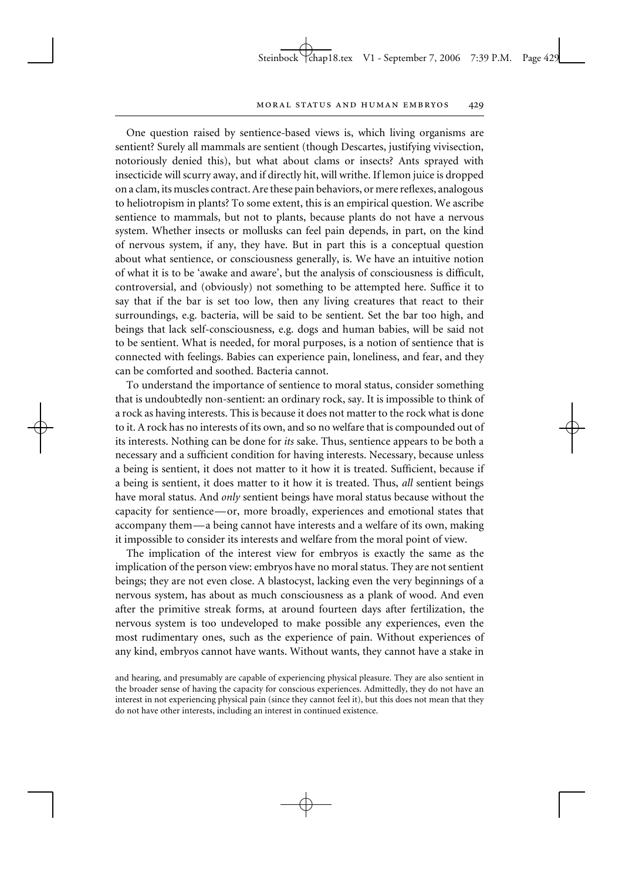One question raised by sentience-based views is, which living organisms are sentient? Surely all mammals are sentient (though Descartes, justifying vivisection, notoriously denied this), but what about clams or insects? Ants sprayed with insecticide will scurry away, and if directly hit, will writhe. If lemon juice is dropped on a clam, its muscles contract. Are these pain behaviors, or mere reflexes, analogous to heliotropism in plants? To some extent, this is an empirical question. We ascribe sentience to mammals, but not to plants, because plants do not have a nervous system. Whether insects or mollusks can feel pain depends, in part, on the kind of nervous system, if any, they have. But in part this is a conceptual question about what sentience, or consciousness generally, is. We have an intuitive notion of what it is to be 'awake and aware', but the analysis of consciousness is difficult, controversial, and (obviously) not something to be attempted here. Suffice it to say that if the bar is set too low, then any living creatures that react to their surroundings, e.g. bacteria, will be said to be sentient. Set the bar too high, and beings that lack self-consciousness, e.g. dogs and human babies, will be said not to be sentient. What is needed, for moral purposes, is a notion of sentience that is connected with feelings. Babies can experience pain, loneliness, and fear, and they can be comforted and soothed. Bacteria cannot.

To understand the importance of sentience to moral status, consider something that is undoubtedly non-sentient: an ordinary rock, say. It is impossible to think of a rock as having interests. This is because it does not matter to the rock what is done to it. A rock has no interests of its own, and so no welfare that is compounded out of its interests. Nothing can be done for *its* sake. Thus, sentience appears to be both a necessary and a sufficient condition for having interests. Necessary, because unless a being is sentient, it does not matter to it how it is treated. Sufficient, because if a being is sentient, it does matter to it how it is treated. Thus, *all* sentient beings have moral status. And *only* sentient beings have moral status because without the capacity for sentience—or, more broadly, experiences and emotional states that accompany them—a being cannot have interests and a welfare of its own, making it impossible to consider its interests and welfare from the moral point of view.

The implication of the interest view for embryos is exactly the same as the implication of the person view: embryos have no moral status. They are not sentient beings; they are not even close. A blastocyst, lacking even the very beginnings of a nervous system, has about as much consciousness as a plank of wood. And even after the primitive streak forms, at around fourteen days after fertilization, the nervous system is too undeveloped to make possible any experiences, even the most rudimentary ones, such as the experience of pain. Without experiences of any kind, embryos cannot have wants. Without wants, they cannot have a stake in

and hearing, and presumably are capable of experiencing physical pleasure. They are also sentient in the broader sense of having the capacity for conscious experiences. Admittedly, they do not have an interest in not experiencing physical pain (since they cannot feel it), but this does not mean that they do not have other interests, including an interest in continued existence.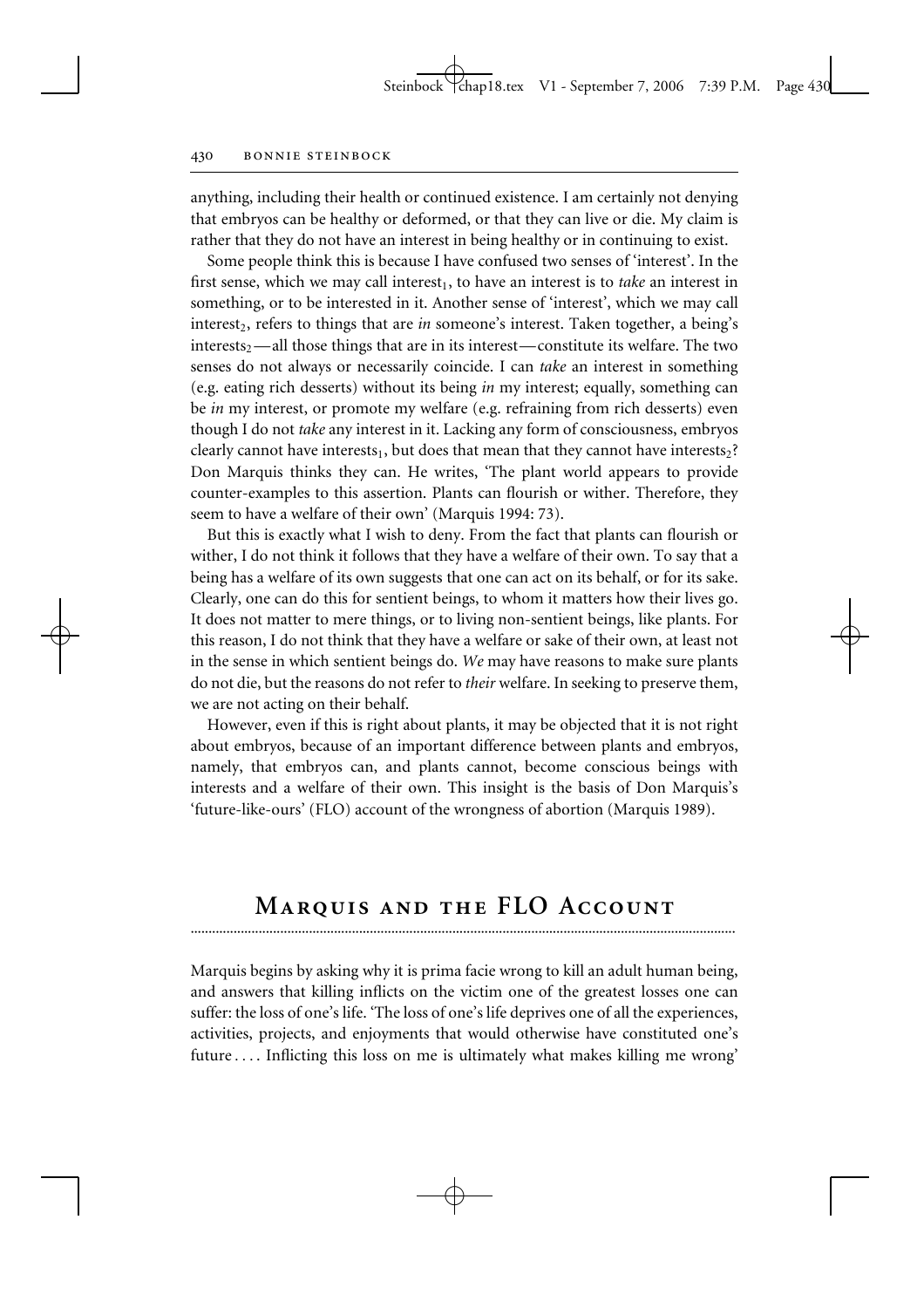anything, including their health or continued existence. I am certainly not denying that embryos can be healthy or deformed, or that they can live or die. My claim is rather that they do not have an interest in being healthy or in continuing to exist.

Some people think this is because I have confused two senses of 'interest'. In the first sense, which we may call $\text{interest}_1$, to have an interest is to *take* an interest in something, or to be interested in it. Another sense of 'interest', which we may call $\text{interest}_2$, refers to things that are *in* someone's interest. Taken together, a being's $\text{interests}_2$—all those things that are in its interest—constitute its welfare. The two senses do not always or necessarily coincide. I can *take* an interest in something (e.g. eating rich desserts) without its being *in* my interest; equally, something can be *in* my interest, or promote my welfare (e.g. refraining from rich desserts) even though I do not *take* any interest in it. Lacking any form of consciousness, embryos clearly cannot have $\text{interests}_1$, but does that mean that they cannot have $\text{interests}_2$? Don Marquis thinks they can. He writes, 'The plant world appears to provide counter-examples to this assertion. Plants can flourish or wither. Therefore, they seem to have a welfare of their own' (Marquis 1994: 73).

But this is exactly what I wish to deny. From the fact that plants can flourish or wither, I do not think it follows that they have a welfare of their own. To say that a being has a welfare of its own suggests that one can act on its behalf, or for its sake. Clearly, one can do this for sentient beings, to whom it matters how their lives go. It does not matter to mere things, or to living non-sentient beings, like plants. For this reason, I do not think that they have a welfare or sake of their own, at least not in the sense in which sentient beings do. *We* may have reasons to make sure plants do not die, but the reasons do not refer to *their* welfare. In seeking to preserve them, we are not acting on their behalf.

However, even if this is right about plants, it may be objected that it is not right about embryos, because of an important difference between plants and embryos, namely, that embryos can, and plants cannot, become conscious beings with interests and a welfare of their own. This insight is the basis of Don Marquis's 'future-like-ours' (FLO) account of the wrongness of abortion (Marquis 1989).

## Marquis and the FLO Account

Marquis begins by asking why it is prima facie wrong to kill an adult human being, and answers that killing inflicts on the victim one of the greatest losses one can suffer: the loss of one's life. 'The loss of one's life deprives one of all the experiences, activities, projects, and enjoyments that would otherwise have constituted one's future . . . . Inflicting this loss on me is ultimately what makes killing me wrong'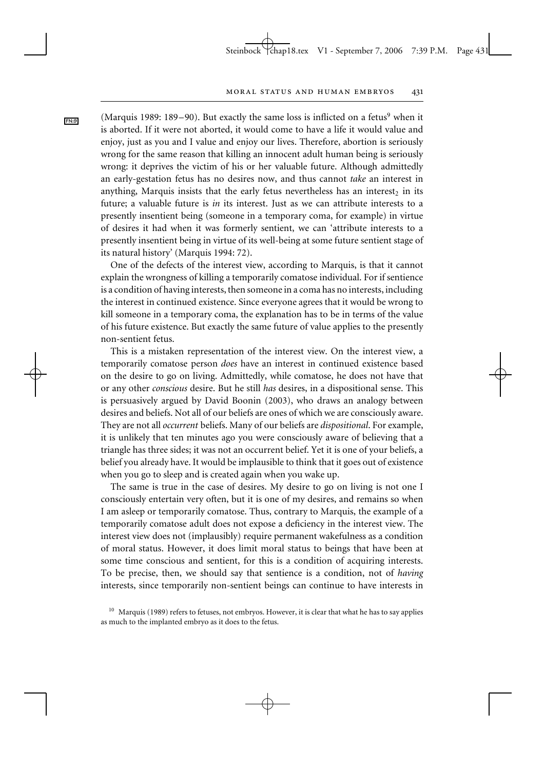(Marquis 1989: 189–90). But exactly the same loss is inflicted on a fetus[9] when it is aborted. If it were not aborted, it would come to have a life it would value and enjoy, just as you and I value and enjoy our lives. Therefore, abortion is seriously wrong for the same reason that killing an innocent adult human being is seriously wrong: it deprives the victim of his or her valuable future. Although admittedly an early-gestation fetus has no desires now, and thus cannot *take* an interest in anything, Marquis insists that the early fetus nevertheless has an interest$_2$ in its future; a valuable future is *in* its interest. Just as we can attribute interests to a presently insentient being (someone in a temporary coma, for example) in virtue of desires it had when it was formerly sentient, we can 'attribute interests to a presently insentient being in virtue of its well-being at some future sentient stage of its natural history' (Marquis 1994: 72).

One of the defects of the interest view, according to Marquis, is that it cannot explain the wrongness of killing a temporarily comatose individual. For if sentience is a condition of having interests, then someone in a coma has no interests, including the interest in continued existence. Since everyone agrees that it would be wrong to kill someone in a temporary coma, the explanation has to be in terms of the value of his future existence. But exactly the same future of value applies to the presently non-sentient fetus.

This is a mistaken representation of the interest view. On the interest view, a temporarily comatose person *does* have an interest in continued existence based on the desire to go on living. Admittedly, while comatose, he does not have that or any other *conscious* desire. But he still *has* desires, in a dispositional sense. This is persuasively argued by David Boonin (2003), who draws an analogy between desires and beliefs. Not all of our beliefs are ones of which we are consciously aware. They are not all *occurrent* beliefs. Many of our beliefs are *dispositional*. For example, it is unlikely that ten minutes ago you were consciously aware of believing that a triangle has three sides; it was not an occurrent belief. Yet it is one of your beliefs, a belief you already have. It would be implausible to think that it goes out of existence when you go to sleep and is created again when you wake up.

The same is true in the case of desires. My desire to go on living is not one I consciously entertain very often, but it is one of my desires, and remains so when I am asleep or temporarily comatose. Thus, contrary to Marquis, the example of a temporarily comatose adult does not expose a deficiency in the interest view. The interest view does not (implausibly) require permanent wakefulness as a condition of moral status. However, it does limit moral status to beings that have been at some time conscious and sentient, for this is a condition of acquiring interests. To be precise, then, we should say that sentience is a condition, not of *having* interests, since temporarily non-sentient beings can continue to have interests in

[10] Marquis (1989) refers to fetuses, not embryos. However, it is clear that what he has to say applies as much to the implanted embryo as it does to the fetus.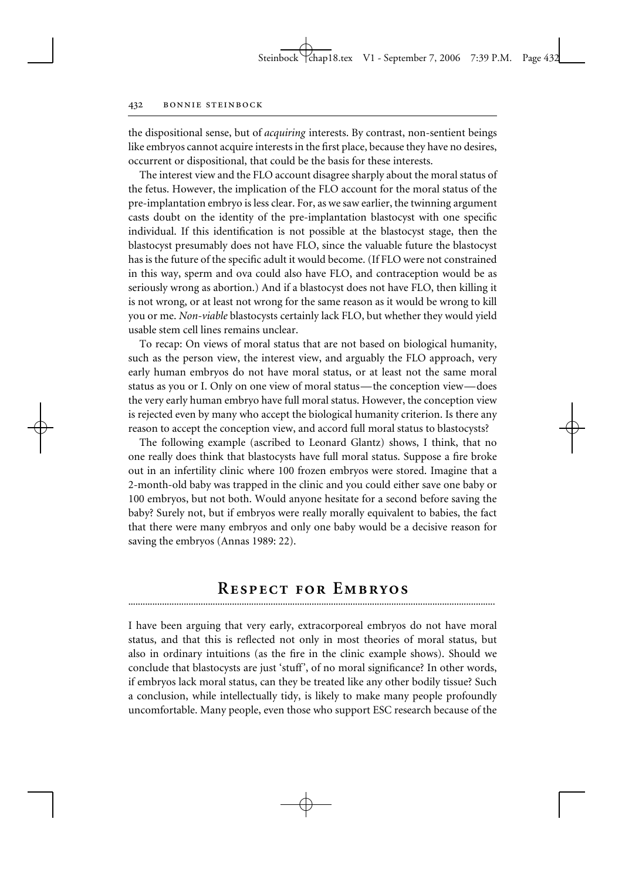the dispositional sense, but of *acquiring* interests. By contrast, non-sentient beings like embryos cannot acquire interests in the first place, because they have no desires, occurrent or dispositional, that could be the basis for these interests.

The interest view and the FLO account disagree sharply about the moral status of the fetus. However, the implication of the FLO account for the moral status of the pre-implantation embryo is less clear. For, as we saw earlier, the twinning argument casts doubt on the identity of the pre-implantation blastocyst with one specific individual. If this identification is not possible at the blastocyst stage, then the blastocyst presumably does not have FLO, since the valuable future the blastocyst has is the future of the specific adult it would become. (If FLO were not constrained in this way, sperm and ova could also have FLO, and contraception would be as seriously wrong as abortion.) And if a blastocyst does not have FLO, then killing it is not wrong, or at least not wrong for the same reason as it would be wrong to kill you or me. *Non-viable* blastocysts certainly lack FLO, but whether they would yield usable stem cell lines remains unclear.

To recap: On views of moral status that are not based on biological humanity, such as the person view, the interest view, and arguably the FLO approach, very early human embryos do not have moral status, or at least not the same moral status as you or I. Only on one view of moral status—the conception view—does the very early human embryo have full moral status. However, the conception view is rejected even by many who accept the biological humanity criterion. Is there any reason to accept the conception view, and accord full moral status to blastocysts?

The following example (ascribed to Leonard Glantz) shows, I think, that no one really does think that blastocysts have full moral status. Suppose a fire broke out in an infertility clinic where 100 frozen embryos were stored. Imagine that a 2-month-old baby was trapped in the clinic and you could either save one baby or 100 embryos, but not both. Would anyone hesitate for a second before saving the baby? Surely not, but if embryos were really morally equivalent to babies, the fact that there were many embryos and only one baby would be a decisive reason for saving the embryos (Annas 1989: 22).

## Respect for Embryos

I have been arguing that very early, extracorporeal embryos do not have moral status, and that this is reflected not only in most theories of moral status, but also in ordinary intuitions (as the fire in the clinic example shows). Should we conclude that blastocysts are just 'stuff', of no moral significance? In other words, if embryos lack moral status, can they be treated like any other bodily tissue? Such a conclusion, while intellectually tidy, is likely to make many people profoundly uncomfortable. Many people, even those who support ESC research because of the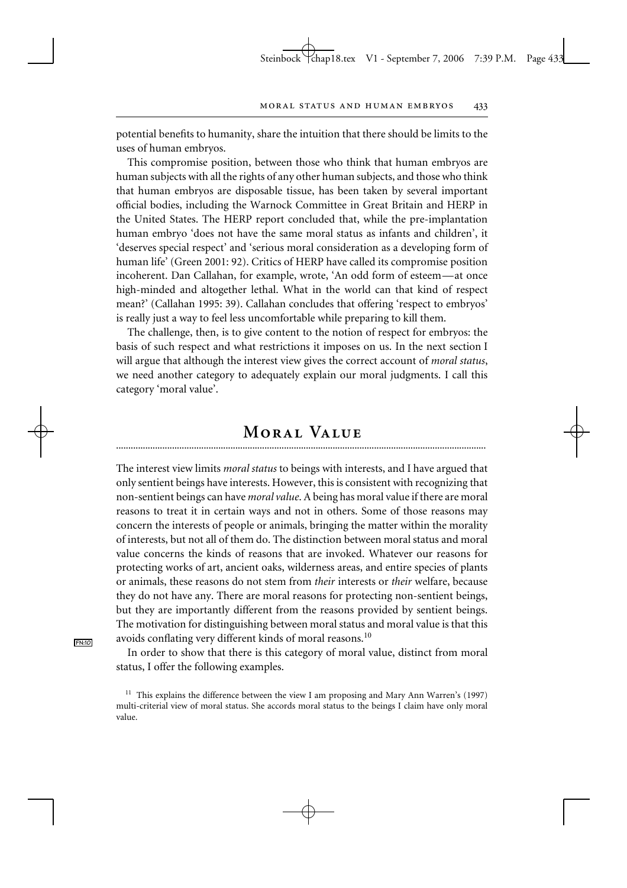potential benefits to humanity, share the intuition that there should be limits to the uses of human embryos.

This compromise position, between those who think that human embryos are human subjects with all the rights of any other human subjects, and those who think that human embryos are disposable tissue, has been taken by several important official bodies, including the Warnock Committee in Great Britain and HERP in the United States. The HERP report concluded that, while the pre-implantation human embryo 'does not have the same moral status as infants and children', it 'deserves special respect' and 'serious moral consideration as a developing form of human life' (Green 2001: 92). Critics of HERP have called its compromise position incoherent. Dan Callahan, for example, wrote, 'An odd form of esteem—at once high-minded and altogether lethal. What in the world can that kind of respect mean?' (Callahan 1995: 39). Callahan concludes that offering 'respect to embryos' is really just a way to feel less uncomfortable while preparing to kill them.

The challenge, then, is to give content to the notion of respect for embryos: the basis of such respect and what restrictions it imposes on us. In the next section I will argue that although the interest view gives the correct account of *moral status*, we need another category to adequately explain our moral judgments. I call this category 'moral value'.

## Moral Value

The interest view limits *moral status* to beings with interests, and I have argued that only sentient beings have interests. However, this is consistent with recognizing that non-sentient beings can have *moral value*. A being has moral value if there are moral reasons to treat it in certain ways and not in others. Some of those reasons may concern the interests of people or animals, bringing the matter within the morality of interests, but not all of them do. The distinction between moral status and moral value concerns the kinds of reasons that are invoked. Whatever our reasons for protecting works of art, ancient oaks, wilderness areas, and entire species of plants or animals, these reasons do not stem from *their* interests or *their* welfare, because they do not have any. There are moral reasons for protecting non-sentient beings, but they are importantly different from the reasons provided by sentient beings. The motivation for distinguishing between moral status and moral value is that this avoids conflating very different kinds of moral reasons.[10]

In order to show that there is this category of moral value, distinct from moral status, I offer the following examples.

[11] This explains the difference between the view I am proposing and Mary Ann Warren's (1997) multi-criterial view of moral status. She accords moral status to the beings I claim have only moral value.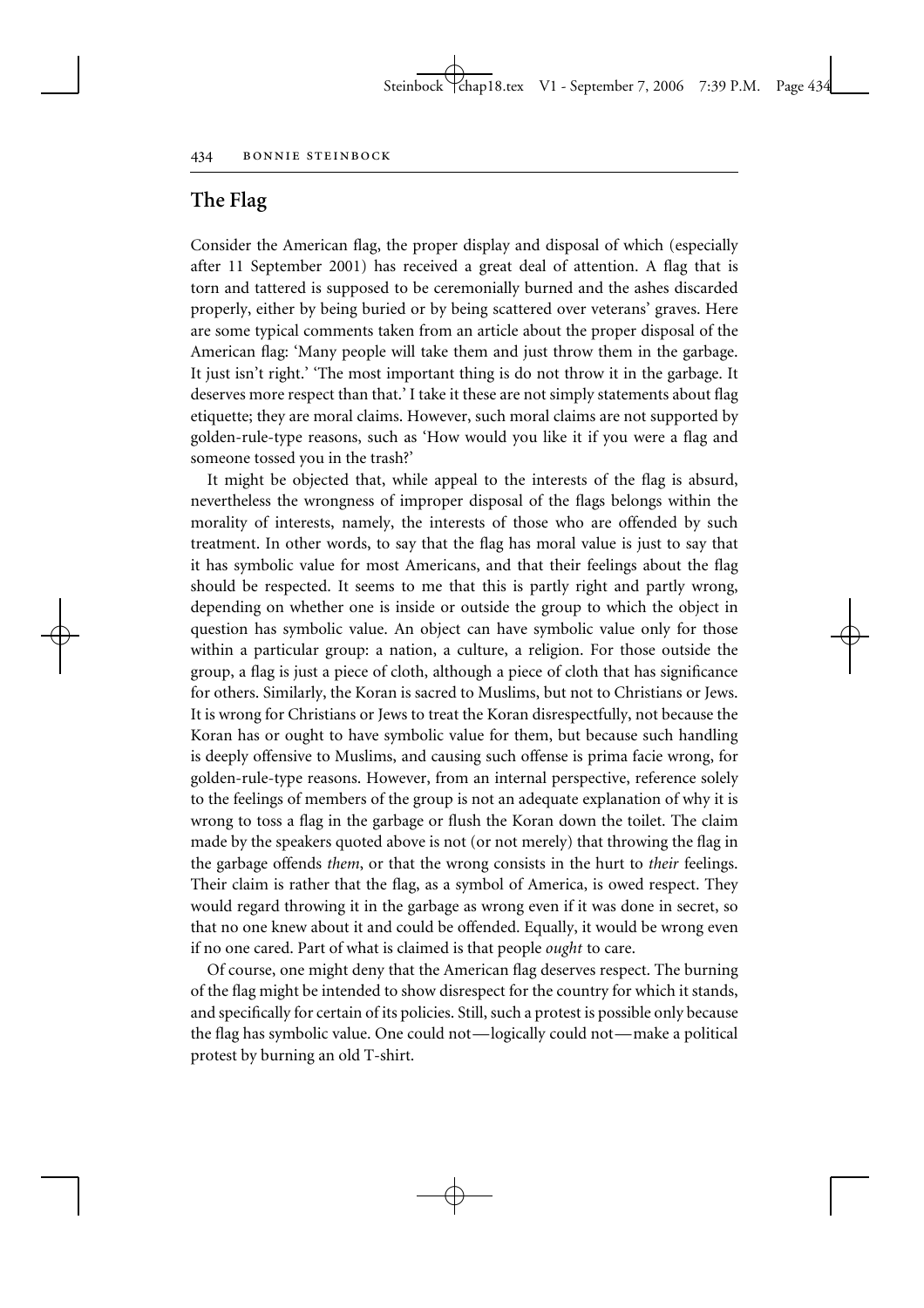## The Flag

Consider the American flag, the proper display and disposal of which (especially after 11 September 2001) has received a great deal of attention. A flag that is torn and tattered is supposed to be ceremonially burned and the ashes discarded properly, either by being buried or by being scattered over veterans' graves. Here are some typical comments taken from an article about the proper disposal of the American flag: 'Many people will take them and just throw them in the garbage. It just isn't right.' 'The most important thing is do not throw it in the garbage. It deserves more respect than that.' I take it these are not simply statements about flag etiquette; they are moral claims. However, such moral claims are not supported by golden-rule-type reasons, such as 'How would you like it if you were a flag and someone tossed you in the trash?'

It might be objected that, while appeal to the interests of the flag is absurd, nevertheless the wrongness of improper disposal of the flags belongs within the morality of interests, namely, the interests of those who are offended by such treatment. In other words, to say that the flag has moral value is just to say that it has symbolic value for most Americans, and that their feelings about the flag should be respected. It seems to me that this is partly right and partly wrong, depending on whether one is inside or outside the group to which the object in question has symbolic value. An object can have symbolic value only for those within a particular group: a nation, a culture, a religion. For those outside the group, a flag is just a piece of cloth, although a piece of cloth that has significance for others. Similarly, the Koran is sacred to Muslims, but not to Christians or Jews. It is wrong for Christians or Jews to treat the Koran disrespectfully, not because the Koran has or ought to have symbolic value for them, but because such handling is deeply offensive to Muslims, and causing such offense is prima facie wrong, for golden-rule-type reasons. However, from an internal perspective, reference solely to the feelings of members of the group is not an adequate explanation of why it is wrong to toss a flag in the garbage or flush the Koran down the toilet. The claim made by the speakers quoted above is not (or not merely) that throwing the flag in the garbage offends *them*, or that the wrong consists in the hurt to *their* feelings. Their claim is rather that the flag, as a symbol of America, is owed respect. They would regard throwing it in the garbage as wrong even if it was done in secret, so that no one knew about it and could be offended. Equally, it would be wrong even if no one cared. Part of what is claimed is that people *ought* to care.

Of course, one might deny that the American flag deserves respect. The burning of the flag might be intended to show disrespect for the country for which it stands, and specifically for certain of its policies. Still, such a protest is possible only because the flag has symbolic value. One could not—logically could not—make a political protest by burning an old T-shirt.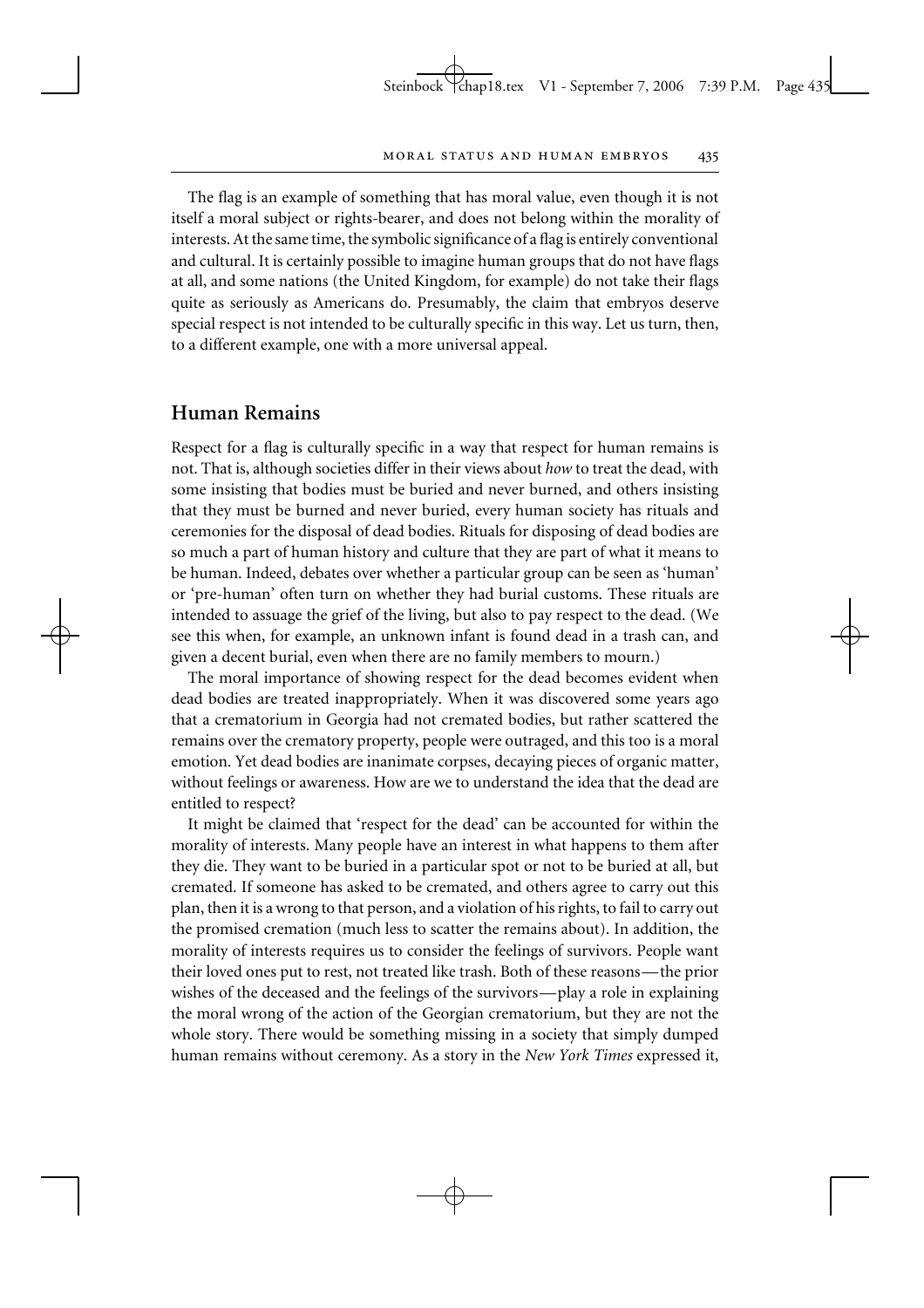The flag is an example of something that has moral value, even though it is not itself a moral subject or rights-bearer, and does not belong within the morality of interests. At the same time, the symbolic significance of a flag is entirely conventional and cultural. It is certainly possible to imagine human groups that do not have flags at all, and some nations (the United Kingdom, for example) do not take their flags quite as seriously as Americans do. Presumably, the claim that embryos deserve special respect is not intended to be culturally specific in this way. Let us turn, then, to a different example, one with a more universal appeal.

## Human Remains

Respect for a flag is culturally specific in a way that respect for human remains is not. That is, although societies differ in their views about *how* to treat the dead, with some insisting that bodies must be buried and never burned, and others insisting that they must be burned and never buried, every human society has rituals and ceremonies for the disposal of dead bodies. Rituals for disposing of dead bodies are so much a part of human history and culture that they are part of what it means to be human. Indeed, debates over whether a particular group can be seen as 'human' or 'pre-human' often turn on whether they had burial customs. These rituals are intended to assuage the grief of the living, but also to pay respect to the dead. (We see this when, for example, an unknown infant is found dead in a trash can, and given a decent burial, even when there are no family members to mourn.)

The moral importance of showing respect for the dead becomes evident when dead bodies are treated inappropriately. When it was discovered some years ago that a crematorium in Georgia had not cremated bodies, but rather scattered the remains over the crematory property, people were outraged, and this too is a moral emotion. Yet dead bodies are inanimate corpses, decaying pieces of organic matter, without feelings or awareness. How are we to understand the idea that the dead are entitled to respect?

It might be claimed that 'respect for the dead' can be accounted for within the morality of interests. Many people have an interest in what happens to them after they die. They want to be buried in a particular spot or not to be buried at all, but cremated. If someone has asked to be cremated, and others agree to carry out this plan, then it is a wrong to that person, and a violation of his rights, to fail to carry out the promised cremation (much less to scatter the remains about). In addition, the morality of interests requires us to consider the feelings of survivors. People want their loved ones put to rest, not treated like trash. Both of these reasons—the prior wishes of the deceased and the feelings of the survivors—play a role in explaining the moral wrong of the action of the Georgian crematorium, but they are not the whole story. There would be something missing in a society that simply dumped human remains without ceremony. As a story in the *New York Times* expressed it,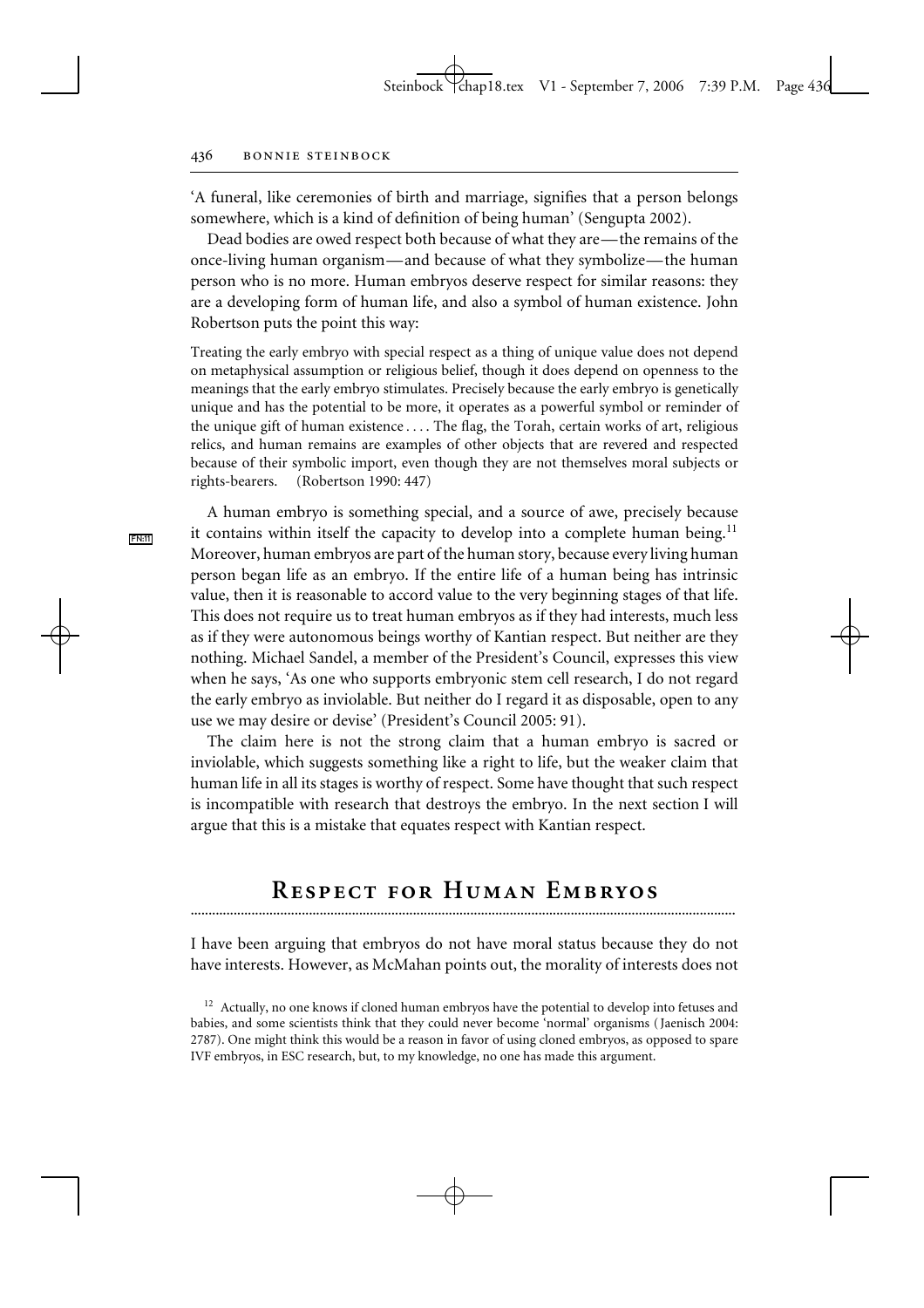'A funeral, like ceremonies of birth and marriage, signifies that a person belongs somewhere, which is a kind of definition of being human' (Sengupta 2002).

Dead bodies are owed respect both because of what they are—the remains of the once-living human organism—and because of what they symbolize—the human person who is no more. Human embryos deserve respect for similar reasons: they are a developing form of human life, and also a symbol of human existence. John Robertson puts the point this way:

> Treating the early embryo with special respect as a thing of unique value does not depend on metaphysical assumption or religious belief, though it does depend on openness to the meanings that the early embryo stimulates. Precisely because the early embryo is genetically unique and has the potential to be more, it operates as a powerful symbol or reminder of the unique gift of human existence . . . . The flag, the Torah, certain works of art, religious relics, and human remains are examples of other objects that are revered and respected because of their symbolic import, even though they are not themselves moral subjects or rights-bearers. (Robertson 1990: 447)

A human embryo is something special, and a source of awe, precisely because it contains within itself the capacity to develop into a complete human being.[11] Moreover, human embryos are part of the human story, because every living human person began life as an embryo. If the entire life of a human being has intrinsic value, then it is reasonable to accord value to the very beginning stages of that life. This does not require us to treat human embryos as if they had interests, much less as if they were autonomous beings worthy of Kantian respect. But neither are they nothing. Michael Sandel, a member of the President's Council, expresses this view when he says, 'As one who supports embryonic stem cell research, I do not regard the early embryo as inviolable. But neither do I regard it as disposable, open to any use we may desire or devise' (President's Council 2005: 91).

The claim here is not the strong claim that a human embryo is sacred or inviolable, which suggests something like a right to life, but the weaker claim that human life in all its stages is worthy of respect. Some have thought that such respect is incompatible with research that destroys the embryo. In the next section I will argue that this is a mistake that equates respect with Kantian respect.

## Respect for Human Embryos

I have been arguing that embryos do not have moral status because they do not have interests. However, as McMahan points out, the morality of interests does not

[12] Actually, no one knows if cloned human embryos have the potential to develop into fetuses and babies, and some scientists think that they could never become 'normal' organisms (Jaenisch 2004: 2787). One might think this would be a reason in favor of using cloned embryos, as opposed to spare IVF embryos, in ESC research, but, to my knowledge, no one has made this argument.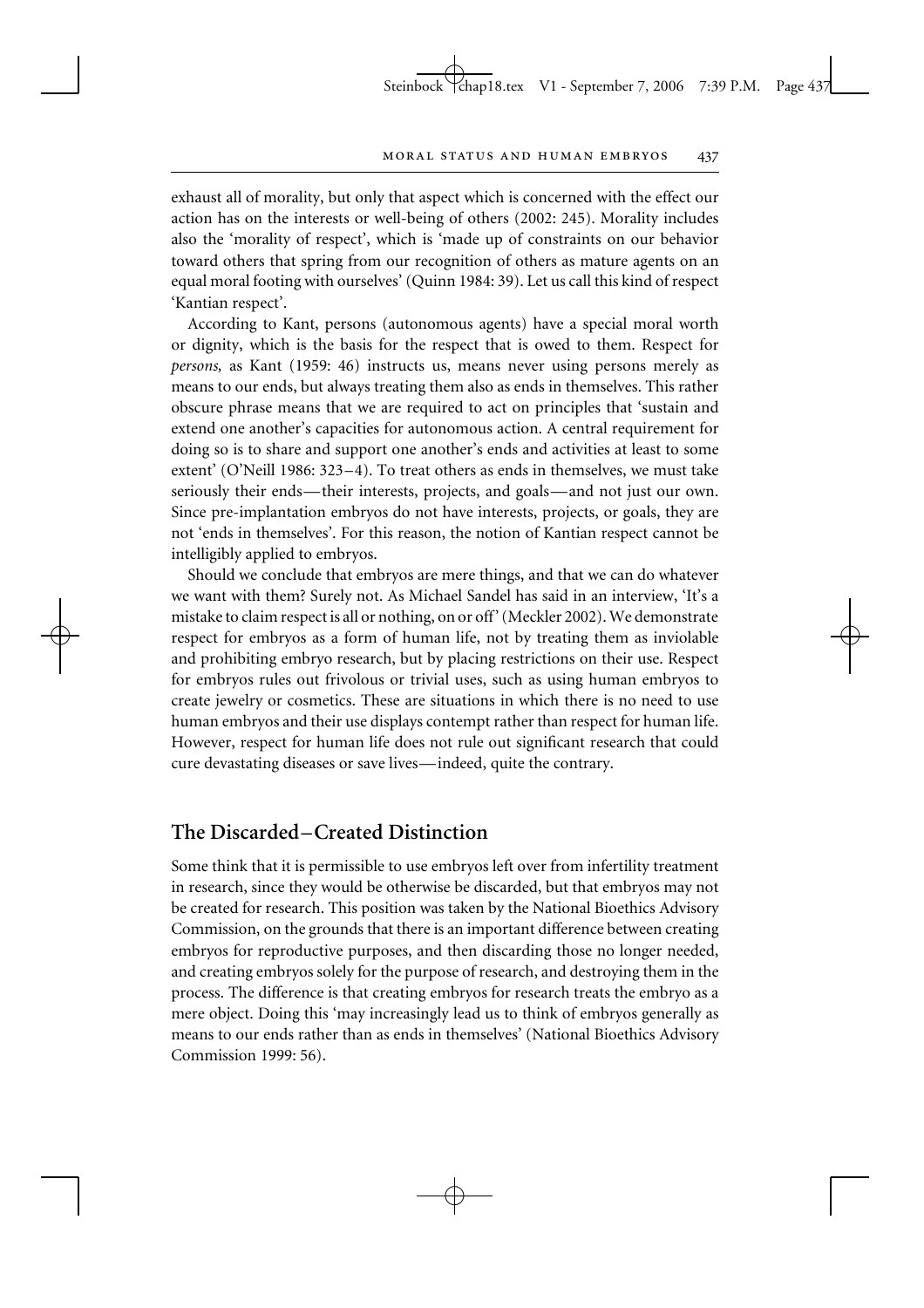exhaust all of morality, but only that aspect which is concerned with the effect our action has on the interests or well-being of others (2002: 245). Morality includes also the 'morality of respect', which is 'made up of constraints on our behavior toward others that spring from our recognition of others as mature agents on an equal moral footing with ourselves' (Quinn 1984: 39). Let us call this kind of respect 'Kantian respect'.

According to Kant, persons (autonomous agents) have a special moral worth or dignity, which is the basis for the respect that is owed to them. Respect for *persons,* as Kant (1959: 46) instructs us, means never using persons merely as means to our ends, but always treating them also as ends in themselves. This rather obscure phrase means that we are required to act on principles that 'sustain and extend one another's capacities for autonomous action. A central requirement for doing so is to share and support one another's ends and activities at least to some extent' (O'Neill 1986: 323–4). To treat others as ends in themselves, we must take seriously their ends—their interests, projects, and goals—and not just our own. Since pre-implantation embryos do not have interests, projects, or goals, they are not 'ends in themselves'. For this reason, the notion of Kantian respect cannot be intelligibly applied to embryos.

Should we conclude that embryos are mere things, and that we can do whatever we want with them? Surely not. As Michael Sandel has said in an interview, 'It's a mistake to claim respect is all or nothing, on or off' (Meckler 2002). We demonstrate respect for embryos as a form of human life, not by treating them as inviolable and prohibiting embryo research, but by placing restrictions on their use. Respect for embryos rules out frivolous or trivial uses, such as using human embryos to create jewelry or cosmetics. These are situations in which there is no need to use human embryos and their use displays contempt rather than respect for human life. However, respect for human life does not rule out significant research that could cure devastating diseases or save lives—indeed, quite the contrary.

## The Discarded–Created Distinction

Some think that it is permissible to use embryos left over from infertility treatment in research, since they would be otherwise be discarded, but that embryos may not be created for research. This position was taken by the National Bioethics Advisory Commission, on the grounds that there is an important difference between creating embryos for reproductive purposes, and then discarding those no longer needed, and creating embryos solely for the purpose of research, and destroying them in the process. The difference is that creating embryos for research treats the embryo as a mere object. Doing this 'may increasingly lead us to think of embryos generally as means to our ends rather than as ends in themselves' (National Bioethics Advisory Commission 1999: 56).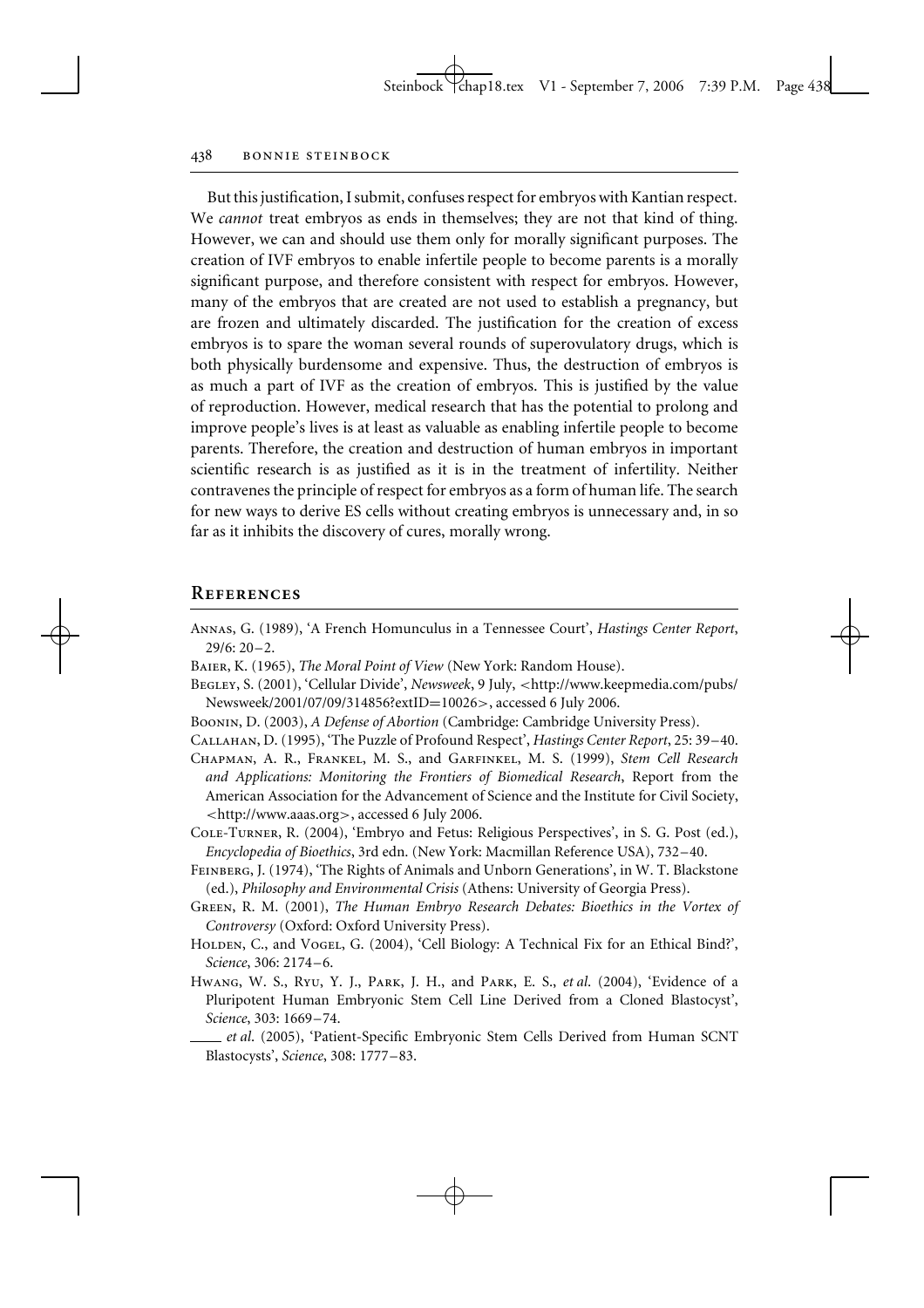But this justification, I submit, confuses respect for embryos with Kantian respect. We *cannot* treat embryos as ends in themselves; they are not that kind of thing. However, we can and should use them only for morally significant purposes. The creation of IVF embryos to enable infertile people to become parents is a morally significant purpose, and therefore consistent with respect for embryos. However, many of the embryos that are created are not used to establish a pregnancy, but are frozen and ultimately discarded. The justification for the creation of excess embryos is to spare the woman several rounds of superovulatory drugs, which is both physically burdensome and expensive. Thus, the destruction of embryos is as much a part of IVF as the creation of embryos. This is justified by the value of reproduction. However, medical research that has the potential to prolong and improve people's lives is at least as valuable as enabling infertile people to become parents. Therefore, the creation and destruction of human embryos in important scientific research is as justified as it is in the treatment of infertility. Neither contravenes the principle of respect for embryos as a form of human life. The search for new ways to derive ES cells without creating embryos is unnecessary and, in so far as it inhibits the discovery of cures, morally wrong.

## References

Annas, G. (1989), 'A French Homunculus in a Tennessee Court', *Hastings Center Report*, 29/6: 20–2.

Baier, K. (1965), *The Moral Point of View* (New York: Random House).

Begley, S. (2001), 'Cellular Divide', *Newsweek*, 9 July, <http://www.keepmedia.com/pubs/Newsweek/2001/07/09/314856?extID=10026>, accessed 6 July 2006.

Boonin, D. (2003), *A Defense of Abortion* (Cambridge: Cambridge University Press).

Callahan, D. (1995), 'The Puzzle of Profound Respect', *Hastings Center Report*, 25: 39–40.

Chapman, A. R., Frankel, M. S., and Garfinkel, M. S. (1999), *Stem Cell Research and Applications: Monitoring the Frontiers of Biomedical Research*, Report from the American Association for the Advancement of Science and the Institute for Civil Society, <http://www.aaas.org>, accessed 6 July 2006.

Cole-Turner, R. (2004), 'Embryo and Fetus: Religious Perspectives', in S. G. Post (ed.), *Encyclopedia of Bioethics*, 3rd edn. (New York: Macmillan Reference USA), 732–40.

Feinberg, J. (1974), 'The Rights of Animals and Unborn Generations', in W. T. Blackstone (ed.), *Philosophy and Environmental Crisis* (Athens: University of Georgia Press).

Green, R. M. (2001), *The Human Embryo Research Debates: Bioethics in the Vortex of Controversy* (Oxford: Oxford University Press).

Holden, C., and Vogel, G. (2004), 'Cell Biology: A Technical Fix for an Ethical Bind?', *Science*, 306: 2174–6.

Hwang, W. S., Ryu, Y. J., Park, J. H., and Park, E. S., *et al*. (2004), 'Evidence of a Pluripotent Human Embryonic Stem Cell Line Derived from a Cloned Blastocyst', *Science*, 303: 1669–74.

—— *et al*. (2005), 'Patient-Specific Embryonic Stem Cells Derived from Human SCNT Blastocysts', *Science*, 308: 1777–83.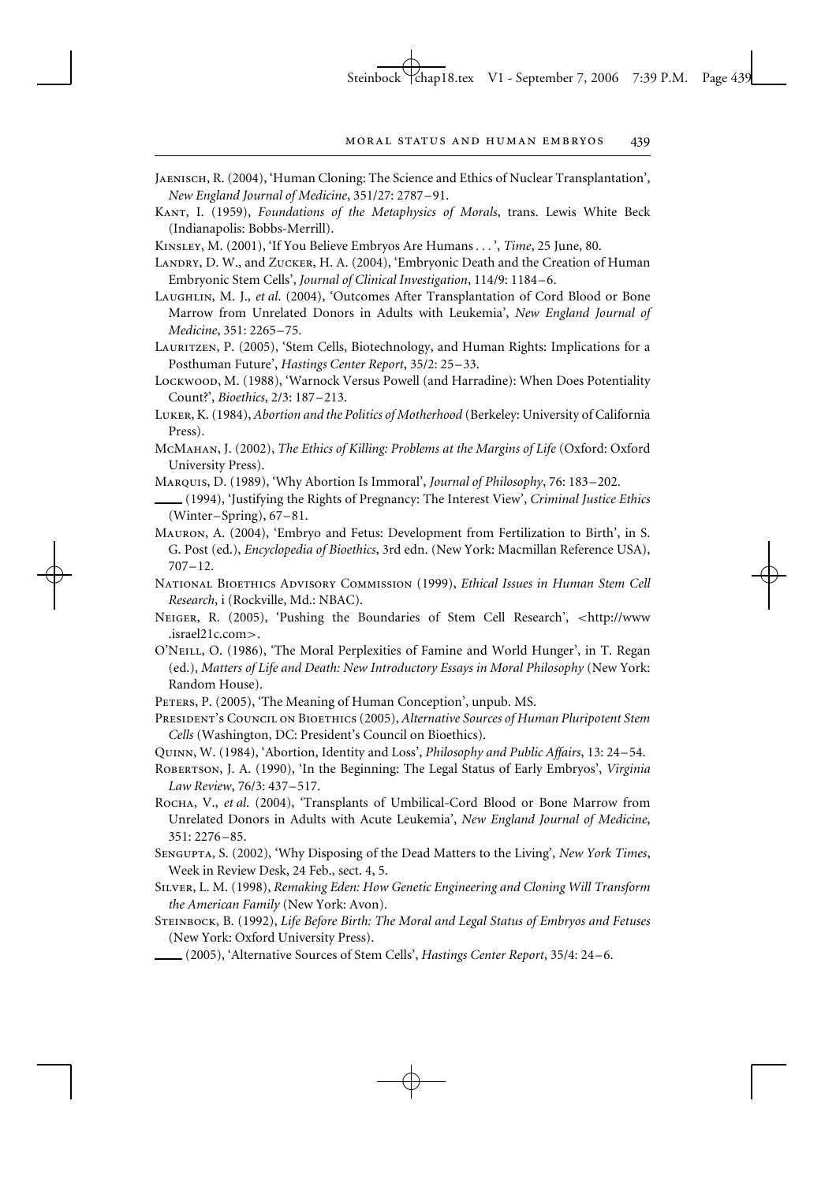Jaenisch, R. (2004), 'Human Cloning: The Science and Ethics of Nuclear Transplantation', *New England Journal of Medicine*, 351/27: 2787–91.

Kant, I. (1959), *Foundations of the Metaphysics of Morals*, trans. Lewis White Beck (Indianapolis: Bobbs-Merrill).

Kinsley, M. (2001), 'If You Believe Embryos Are Humans . . . ', *Time*, 25 June, 80.

Landry, D. W., and Zucker, H. A. (2004), 'Embryonic Death and the Creation of Human Embryonic Stem Cells', *Journal of Clinical Investigation*, 114/9: 1184–6.

Laughlin, M. J., *et al.* (2004), 'Outcomes After Transplantation of Cord Blood or Bone Marrow from Unrelated Donors in Adults with Leukemia', *New England Journal of Medicine*, 351: 2265–75.

Lauritzen, P. (2005), 'Stem Cells, Biotechnology, and Human Rights: Implications for a Posthuman Future', *Hastings Center Report*, 35/2: 25–33.

Lockwood, M. (1988), 'Warnock Versus Powell (and Harradine): When Does Potentiality Count?', *Bioethics*, 2/3: 187–213.

Luker, K. (1984), *Abortion and the Politics of Motherhood* (Berkeley: University of California Press).

McMahan, J. (2002), *The Ethics of Killing: Problems at the Margins of Life* (Oxford: Oxford University Press).

Marquis, D. (1989), 'Why Abortion Is Immoral', *Journal of Philosophy*, 76: 183–202.

\_\_\_\_ (1994), 'Justifying the Rights of Pregnancy: The Interest View', *Criminal Justice Ethics* (Winter–Spring), 67–81.

Mauron, A. (2004), 'Embryo and Fetus: Development from Fertilization to Birth', in S. G. Post (ed.), *Encyclopedia of Bioethics*, 3rd edn. (New York: Macmillan Reference USA), 707–12.

National Bioethics Advisory Commission (1999), *Ethical Issues in Human Stem Cell Research*, i (Rockville, Md.: NBAC).

Neiger, R. (2005), 'Pushing the Boundaries of Stem Cell Research', <http://www.israel21c.com>.

O'Neill, O. (1986), 'The Moral Perplexities of Famine and World Hunger', in T. Regan (ed.), *Matters of Life and Death: New Introductory Essays in Moral Philosophy* (New York: Random House).

Peters, P. (2005), 'The Meaning of Human Conception', unpub. MS.

President's Council on Bioethics (2005), *Alternative Sources of Human Pluripotent Stem Cells* (Washington, DC: President's Council on Bioethics).

Quinn, W. (1984), 'Abortion, Identity and Loss', *Philosophy and Public Affairs*, 13: 24–54.

Robertson, J. A. (1990), 'In the Beginning: The Legal Status of Early Embryos', *Virginia Law Review*, 76/3: 437–517.

Rocha, V., *et al.* (2004), 'Transplants of Umbilical-Cord Blood or Bone Marrow from Unrelated Donors in Adults with Acute Leukemia', *New England Journal of Medicine*, 351: 2276–85.

Sengupta, S. (2002), 'Why Disposing of the Dead Matters to the Living', *New York Times*, Week in Review Desk, 24 Feb., sect. 4, 5.

Silver, L. M. (1998), *Remaking Eden: How Genetic Engineering and Cloning Will Transform the American Family* (New York: Avon).

Steinbock, B. (1992), *Life Before Birth: The Moral and Legal Status of Embryos and Fetuses* (New York: Oxford University Press).

\_\_\_\_ (2005), 'Alternative Sources of Stem Cells', *Hastings Center Report*, 35/4: 24–6.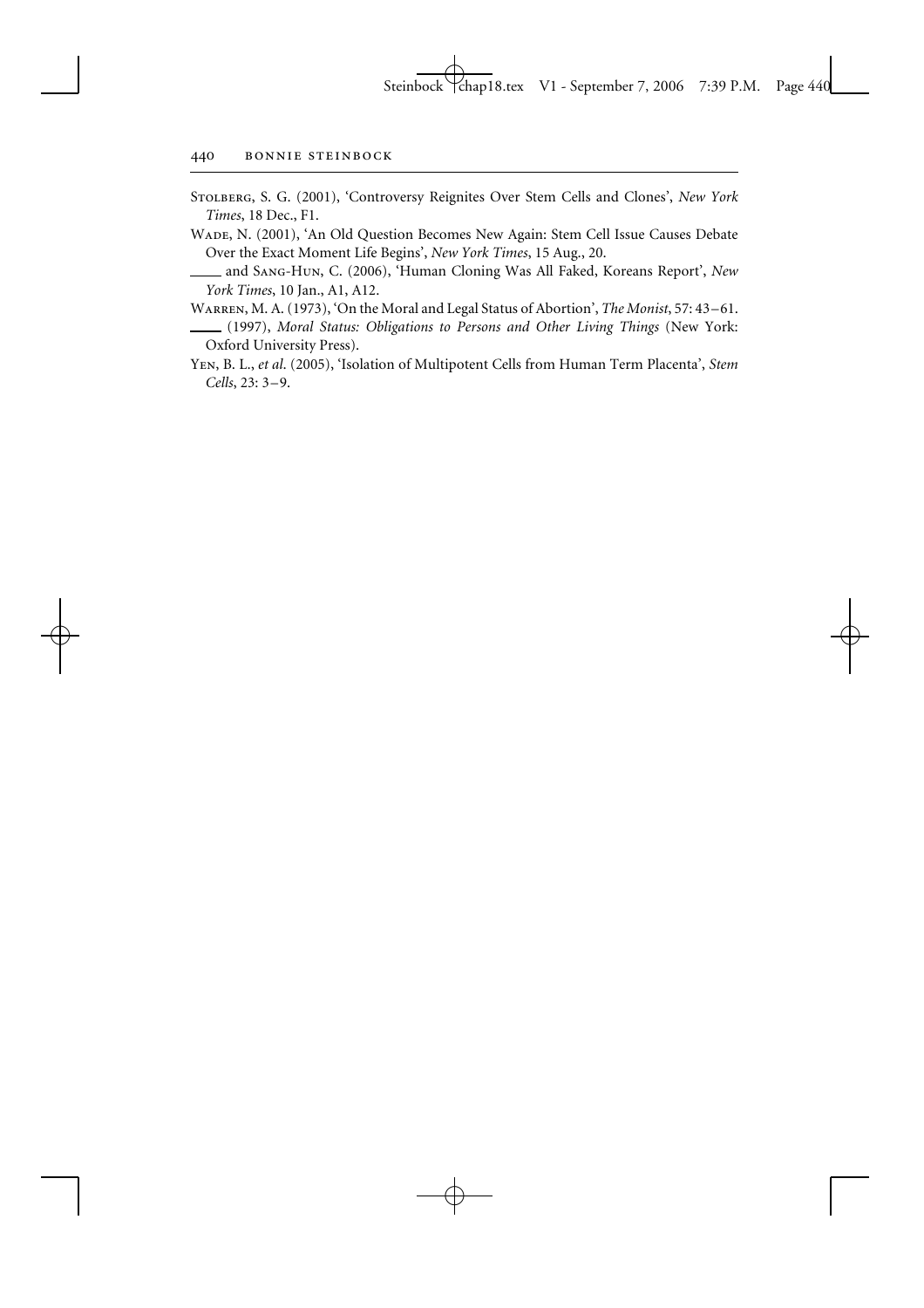Stolberg, S. G. (2001), 'Controversy Reignites Over Stem Cells and Clones', *New York Times*, 18 Dec., F1.

Wade, N. (2001), 'An Old Question Becomes New Again: Stem Cell Issue Causes Debate Over the Exact Moment Life Begins', *New York Times*, 15 Aug., 20.

\_\_\_\_ and Sang-Hun, C. (2006), 'Human Cloning Was All Faked, Koreans Report', *New York Times*, 10 Jan., A1, A12.

Warren, M. A. (1973), 'On the Moral and Legal Status of Abortion', *The Monist*, 57: 43–61.

\_\_\_\_ (1997), *Moral Status: Obligations to Persons and Other Living Things* (New York: Oxford University Press).

Yen, B. L., *et al.* (2005), 'Isolation of Multipotent Cells from Human Term Placenta', *Stem Cells*, 23: 3–9.